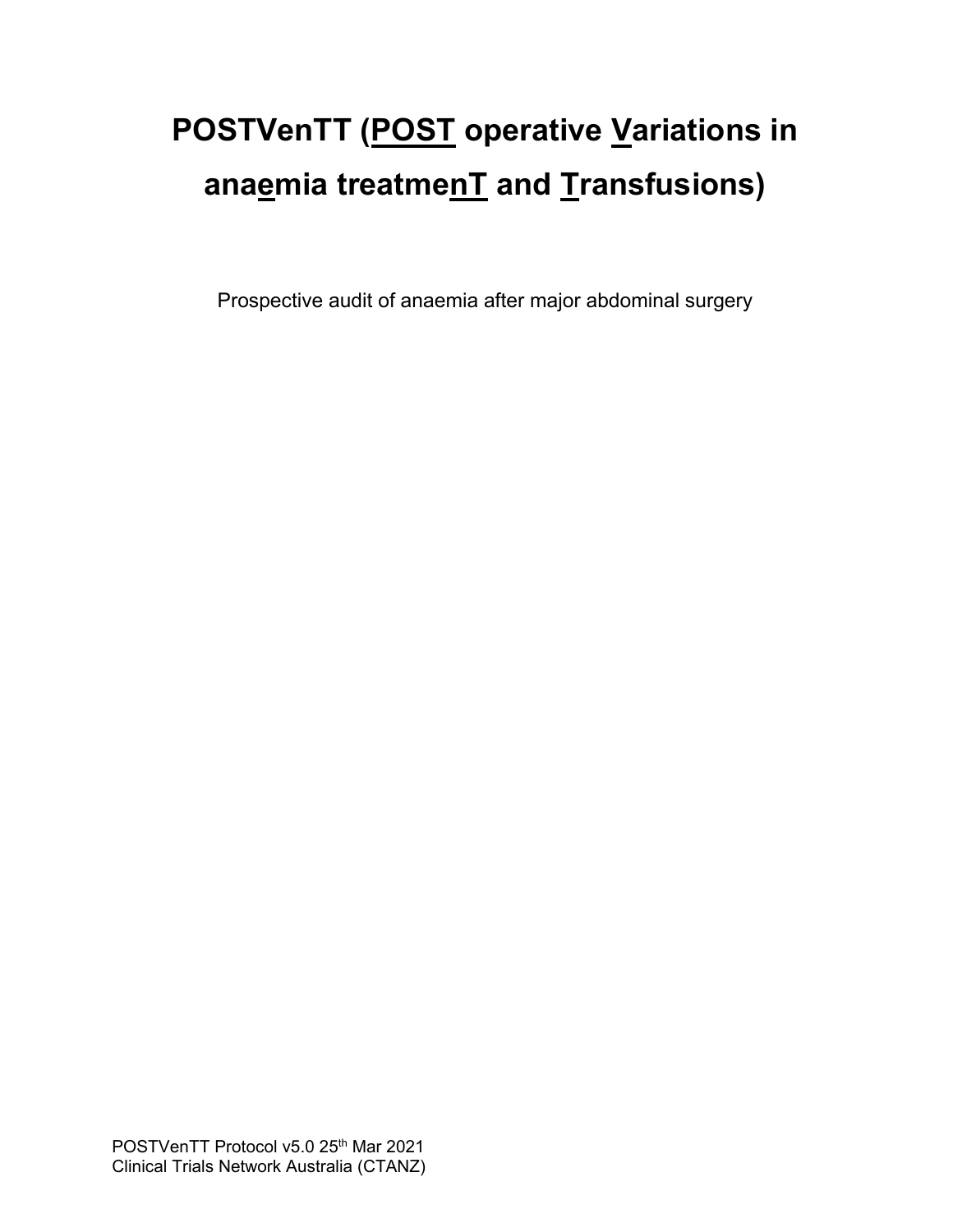# POSTVenTT (POST operative Variations in anaemia treatmenT and Transfusions)

Prospective audit of anaemia after major abdominal surgery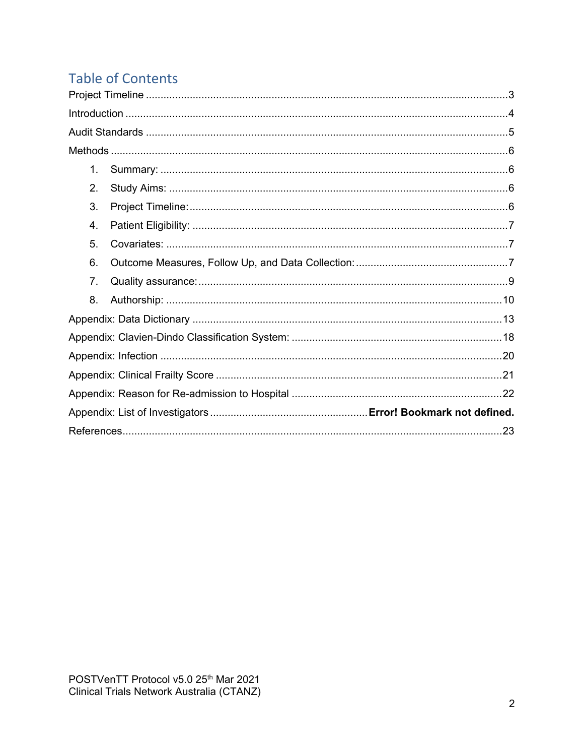# Table of Contents

Project Timeline ........................................................................................................................3

Introduction ..................................................................................................................................4

Audit Standards ...........................................................................................................................5

Methods .......................................................................................................................................6

1. Summary: ......................................................................................................................6
2. Study Aims: ....................................................................................................................6
3. Project Timeline: .............................................................................................................6
4. Patient Eligibility: ............................................................................................................7
5. Covariates: .....................................................................................................................7
6. Outcome Measures, Follow Up, and Data Collection: .....................................................7
7. Quality assurance: ..........................................................................................................9
8. Authorship: ...................................................................................................................10

Appendix: Data Dictionary ..........................................................................................................13

Appendix: Clavien-Dindo Classification System: .......................................................................18

Appendix: Infection .....................................................................................................................20

Appendix: Clinical Frailty Score ..................................................................................................21

Appendix: Reason for Re-admission to Hospital ........................................................................22

Appendix: List of Investigators ...................................................... **Error! Bookmark not defined.**

References .................................................................................................................................23

POSTVenTT Protocol v5.0 25th Mar 2021
Clinical Trials Network Australia (CTANZ)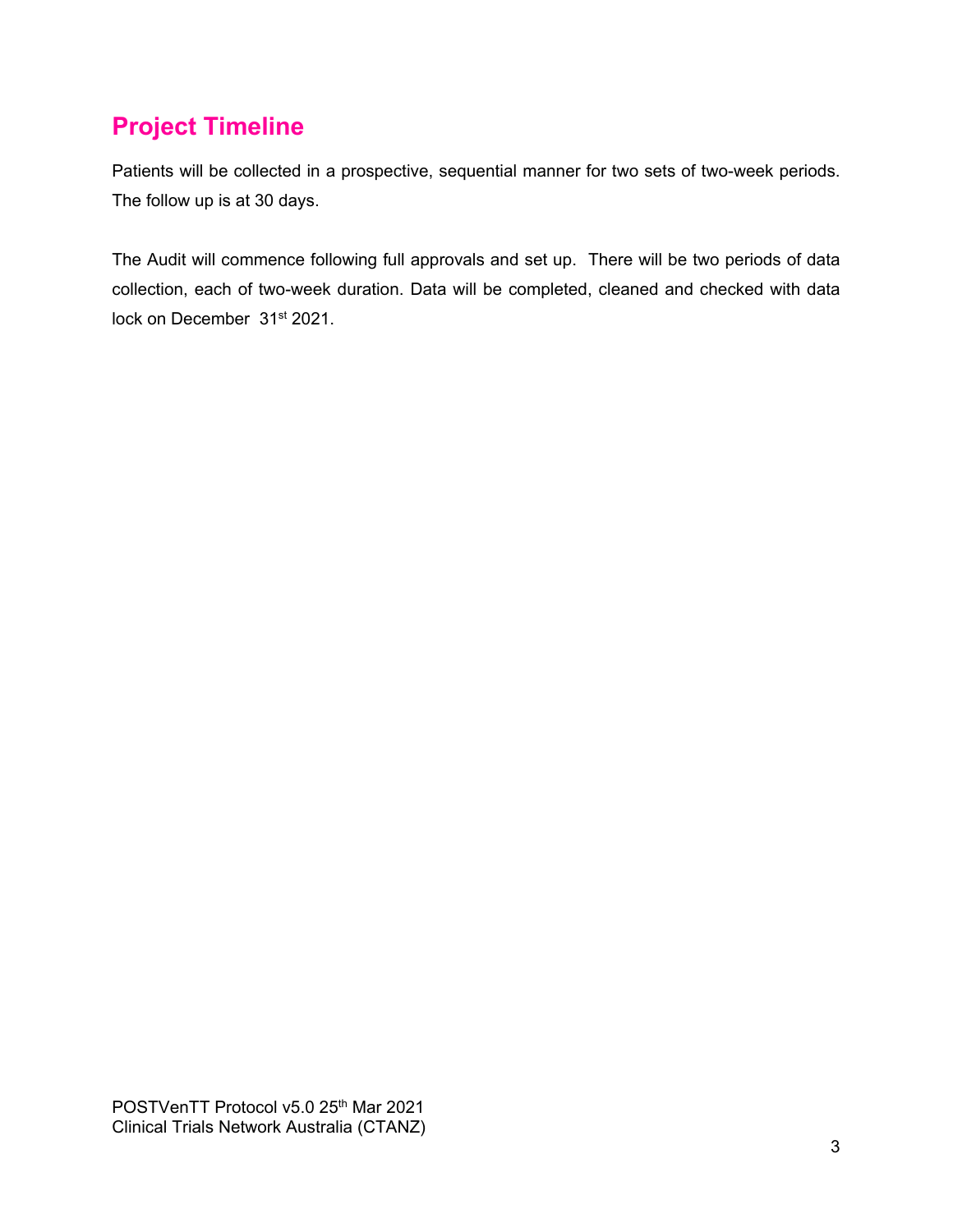## Project Timeline

Patients will be collected in a prospective, sequential manner for two sets of two-week periods. The follow up is at 30 days.

The Audit will commence following full approvals and set up. There will be two periods of data collection, each of two-week duration. Data will be completed, cleaned and checked with data lock on December 31st 2021.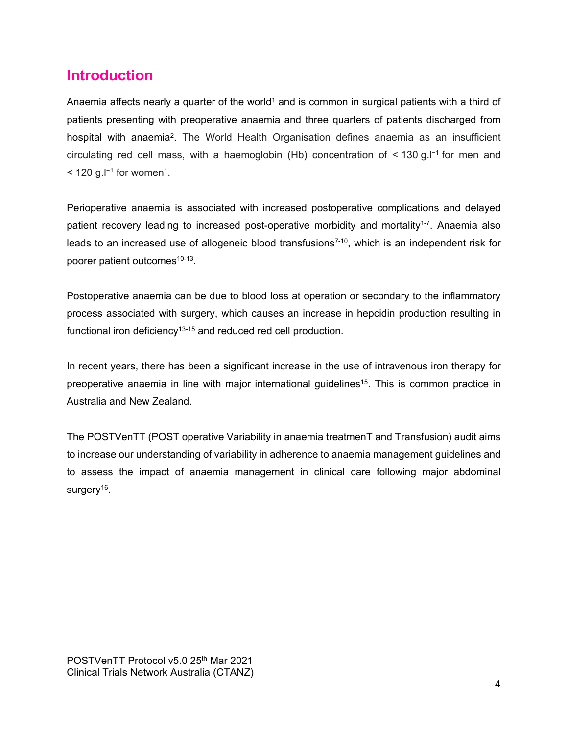## Introduction

Anaemia affects nearly a quarter of the world[1] and is common in surgical patients with a third of patients presenting with preoperative anaemia and three quarters of patients discharged from hospital with anaemia[2]. The World Health Organisation defines anaemia as an insufficient circulating red cell mass, with a haemoglobin (Hb) concentration of < 130 g.l$^{-1}$ for men and < 120 g.l$^{-1}$ for women[1].

Perioperative anaemia is associated with increased postoperative complications and delayed patient recovery leading to increased post-operative morbidity and mortality[1-7]. Anaemia also leads to an increased use of allogeneic blood transfusions[7-10], which is an independent risk for poorer patient outcomes[10-13].

Postoperative anaemia can be due to blood loss at operation or secondary to the inflammatory process associated with surgery, which causes an increase in hepcidin production resulting in functional iron deficiency[13-15] and reduced red cell production.

In recent years, there has been a significant increase in the use of intravenous iron therapy for preoperative anaemia in line with major international guidelines[15]. This is common practice in Australia and New Zealand.

The POSTVenTT (POST operative Variability in anaemia treatmenT and Transfusion) audit aims to increase our understanding of variability in adherence to anaemia management guidelines and to assess the impact of anaemia management in clinical care following major abdominal surgery[16].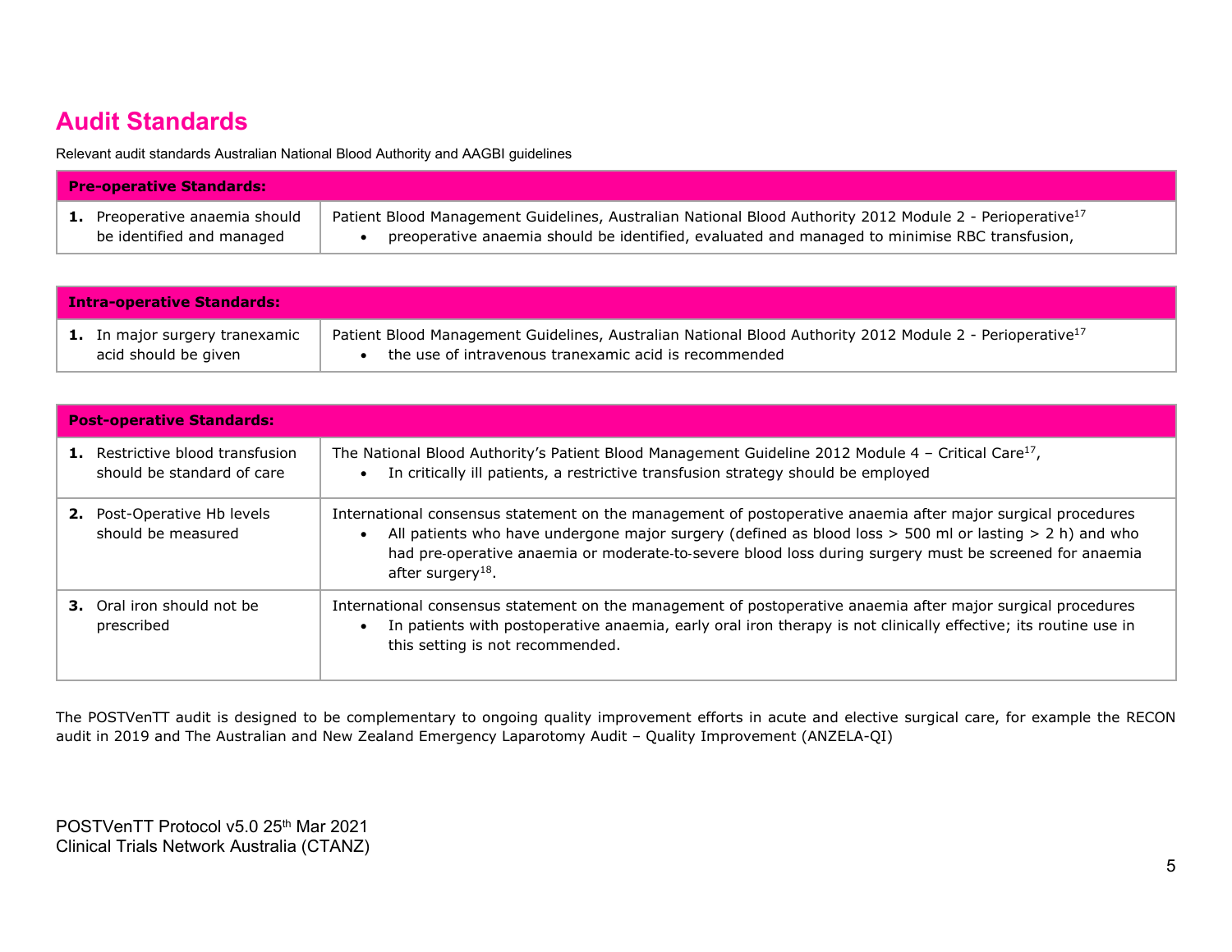# Audit Standards

Relevant audit standards Australian National Blood Authority and AAGBI guidelines

| **Pre-operative Standards:** | |
|---|---|
| **1.** Preoperative anaemia should be identified and managed | Patient Blood Management Guidelines, Australian National Blood Authority 2012 Module 2 - Perioperative[17] <br>• preoperative anaemia should be identified, evaluated and managed to minimise RBC transfusion, |

| **Intra-operative Standards:** | |
|---|---|
| **1.** In major surgery tranexamic acid should be given | Patient Blood Management Guidelines, Australian National Blood Authority 2012 Module 2 - Perioperative[17] <br>• the use of intravenous tranexamic acid is recommended |

| **Post-operative Standards:** | |
|---|---|
| **1.** Restrictive blood transfusion should be standard of care | The National Blood Authority's Patient Blood Management Guideline 2012 Module 4 – Critical Care[17], <br>• In critically ill patients, a restrictive transfusion strategy should be employed |
| **2.** Post-Operative Hb levels should be measured | International consensus statement on the management of postoperative anaemia after major surgical procedures <br>• All patients who have undergone major surgery (defined as blood loss > 500 ml or lasting > 2 h) and who had pre-operative anaemia or moderate-to-severe blood loss during surgery must be screened for anaemia after surgery[18]. |
| **3.** Oral iron should not be prescribed | International consensus statement on the management of postoperative anaemia after major surgical procedures <br>• In patients with postoperative anaemia, early oral iron therapy is not clinically effective; its routine use in this setting is not recommended. |

The POSTVenTT audit is designed to be complementary to ongoing quality improvement efforts in acute and elective surgical care, for example the RECON audit in 2019 and The Australian and New Zealand Emergency Laparotomy Audit – Quality Improvement (ANZELA-QI)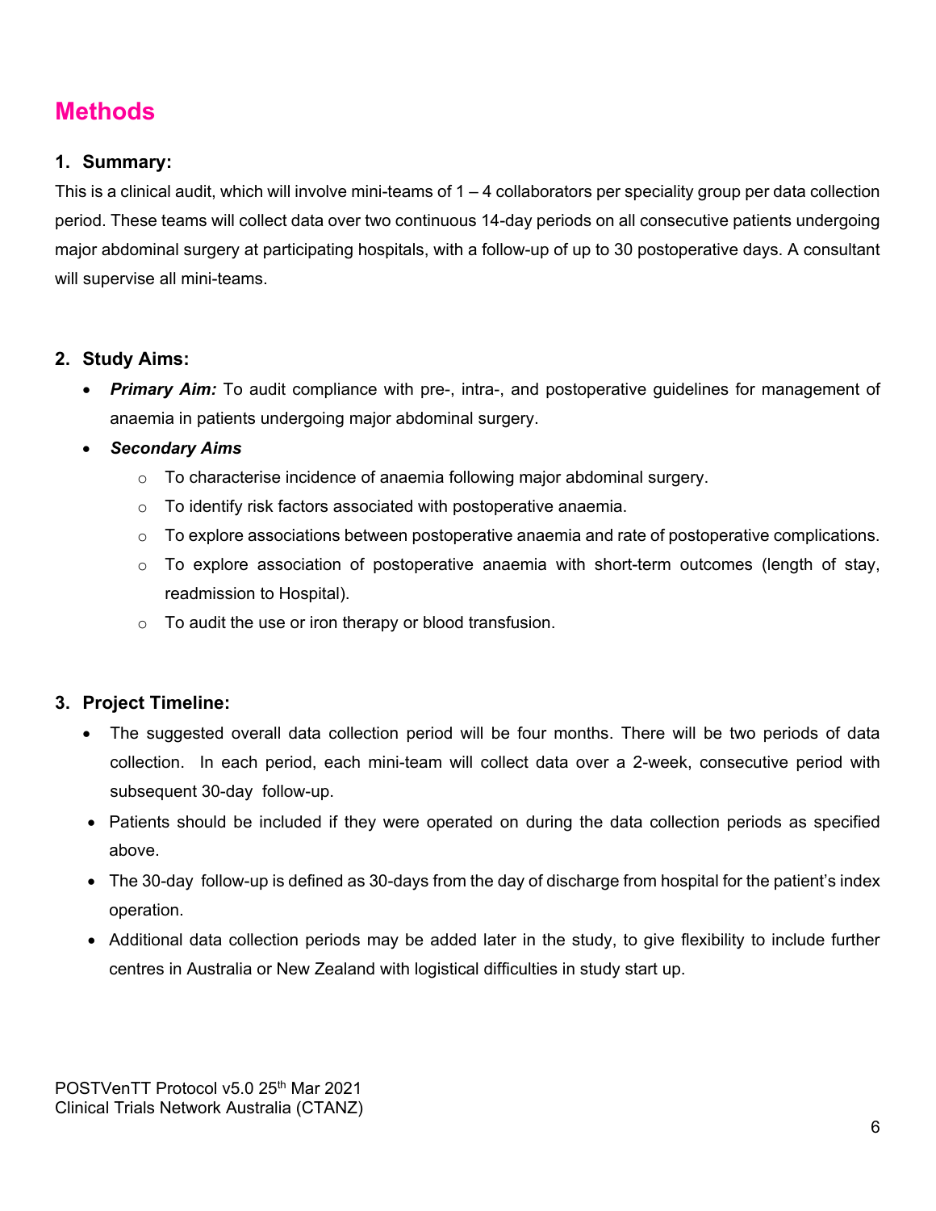# Methods

## 1. Summary:

This is a clinical audit, which will involve mini-teams of 1 – 4 collaborators per speciality group per data collection period. These teams will collect data over two continuous 14-day periods on all consecutive patients undergoing major abdominal surgery at participating hospitals, with a follow-up of up to 30 postoperative days. A consultant will supervise all mini-teams.

## 2. Study Aims:

- ***Primary Aim:*** To audit compliance with pre-, intra-, and postoperative guidelines for management of anaemia in patients undergoing major abdominal surgery.
- ***Secondary Aims***
  - To characterise incidence of anaemia following major abdominal surgery.
  - To identify risk factors associated with postoperative anaemia.
  - To explore associations between postoperative anaemia and rate of postoperative complications.
  - To explore association of postoperative anaemia with short-term outcomes (length of stay, readmission to Hospital).
  - To audit the use or iron therapy or blood transfusion.

## 3. Project Timeline:

- The suggested overall data collection period will be four months. There will be two periods of data collection. In each period, each mini-team will collect data over a 2-week, consecutive period with subsequent 30-day follow-up.
- Patients should be included if they were operated on during the data collection periods as specified above.
- The 30-day follow-up is defined as 30-days from the day of discharge from hospital for the patient's index operation.
- Additional data collection periods may be added later in the study, to give flexibility to include further centres in Australia or New Zealand with logistical difficulties in study start up.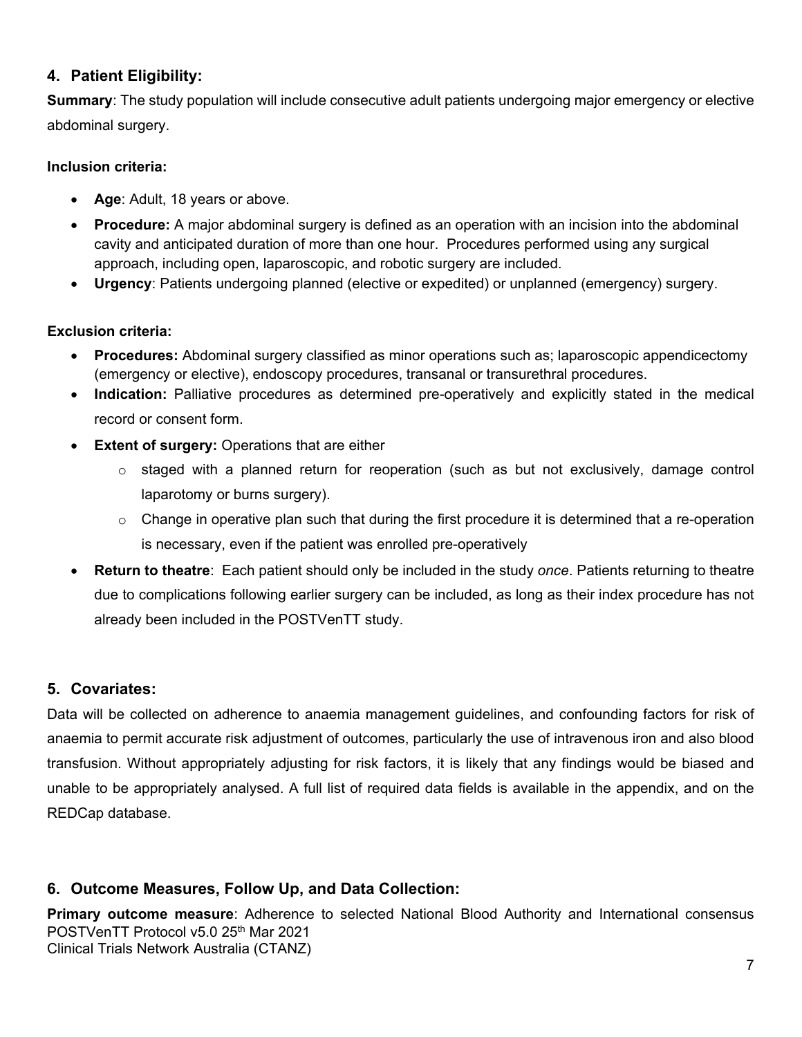## 4. Patient Eligibility:

**Summary**: The study population will include consecutive adult patients undergoing major emergency or elective abdominal surgery.

**Inclusion criteria:**

- **Age**: Adult, 18 years or above.
- **Procedure:** A major abdominal surgery is defined as an operation with an incision into the abdominal cavity and anticipated duration of more than one hour. Procedures performed using any surgical approach, including open, laparoscopic, and robotic surgery are included.
- **Urgency**: Patients undergoing planned (elective or expedited) or unplanned (emergency) surgery.

**Exclusion criteria:**

- **Procedures:** Abdominal surgery classified as minor operations such as; laparoscopic appendicectomy (emergency or elective), endoscopy procedures, transanal or transurethral procedures.
- **Indication:** Palliative procedures as determined pre-operatively and explicitly stated in the medical record or consent form.
- **Extent of surgery:** Operations that are either
  - staged with a planned return for reoperation (such as but not exclusively, damage control laparotomy or burns surgery).
  - Change in operative plan such that during the first procedure it is determined that a re-operation is necessary, even if the patient was enrolled pre-operatively
- **Return to theatre**: Each patient should only be included in the study *once*. Patients returning to theatre due to complications following earlier surgery can be included, as long as their index procedure has not already been included in the POSTVenTT study.

## 5. Covariates:

Data will be collected on adherence to anaemia management guidelines, and confounding factors for risk of anaemia to permit accurate risk adjustment of outcomes, particularly the use of intravenous iron and also blood transfusion. Without appropriately adjusting for risk factors, it is likely that any findings would be biased and unable to be appropriately analysed. A full list of required data fields is available in the appendix, and on the REDCap database.

## 6. Outcome Measures, Follow Up, and Data Collection:

**Primary outcome measure**: Adherence to selected National Blood Authority and International consensus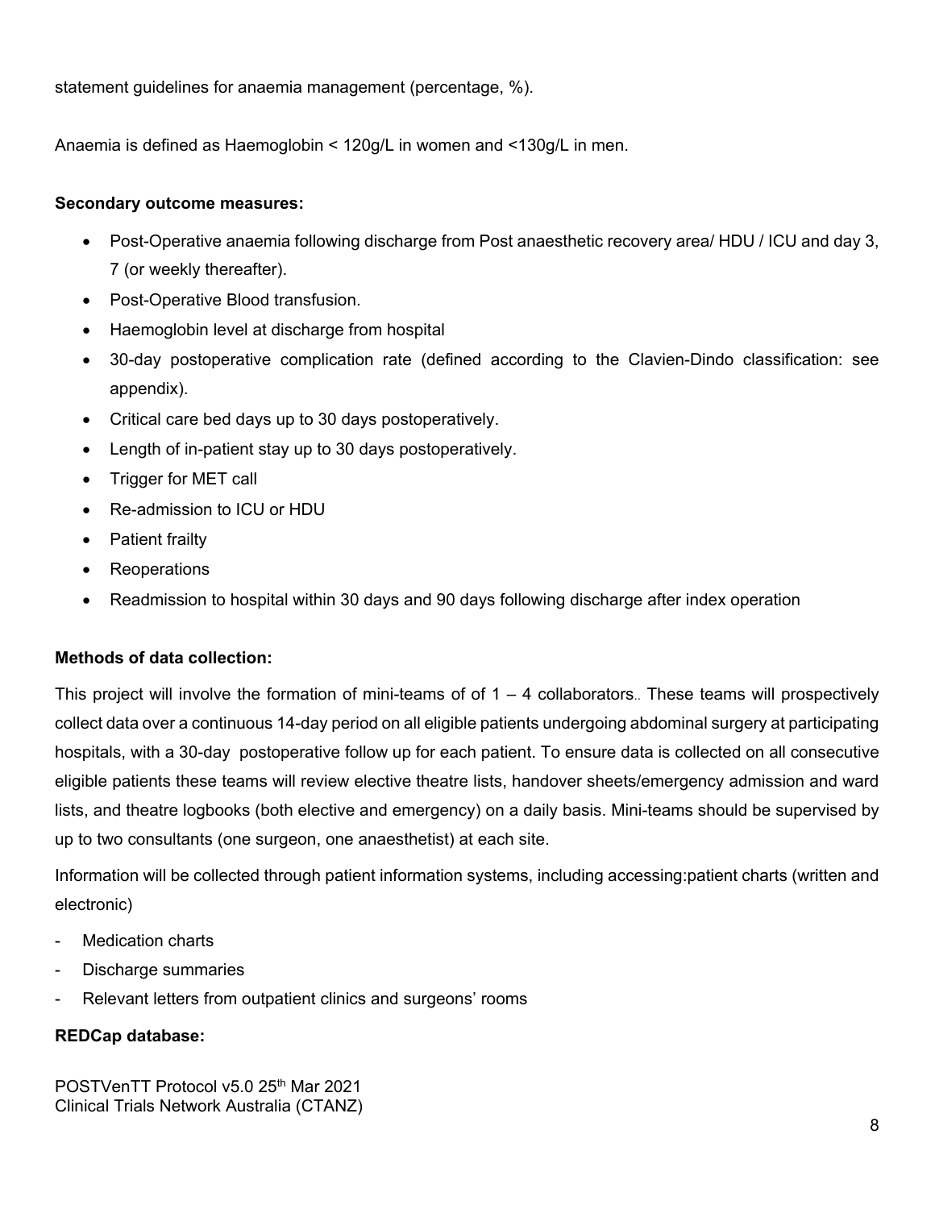statement guidelines for anaemia management (percentage, %).

Anaemia is defined as Haemoglobin < 120g/L in women and <130g/L in men.

**Secondary outcome measures:**

- Post-Operative anaemia following discharge from Post anaesthetic recovery area/ HDU / ICU and day 3, 7 (or weekly thereafter).
- Post-Operative Blood transfusion.
- Haemoglobin level at discharge from hospital
- 30-day postoperative complication rate (defined according to the Clavien-Dindo classification: see appendix).
- Critical care bed days up to 30 days postoperatively.
- Length of in-patient stay up to 30 days postoperatively.
- Trigger for MET call
- Re-admission to ICU or HDU
- Patient frailty
- Reoperations
- Readmission to hospital within 30 days and 90 days following discharge after index operation

**Methods of data collection:**

This project will involve the formation of mini-teams of of 1 – 4 collaborators.. These teams will prospectively collect data over a continuous 14-day period on all eligible patients undergoing abdominal surgery at participating hospitals, with a 30-day postoperative follow up for each patient. To ensure data is collected on all consecutive eligible patients these teams will review elective theatre lists, handover sheets/emergency admission and ward lists, and theatre logbooks (both elective and emergency) on a daily basis. Mini-teams should be supervised by up to two consultants (one surgeon, one anaesthetist) at each site.

Information will be collected through patient information systems, including accessing:patient charts (written and electronic)

- Medication charts
- Discharge summaries
- Relevant letters from outpatient clinics and surgeons' rooms

**REDCap database:**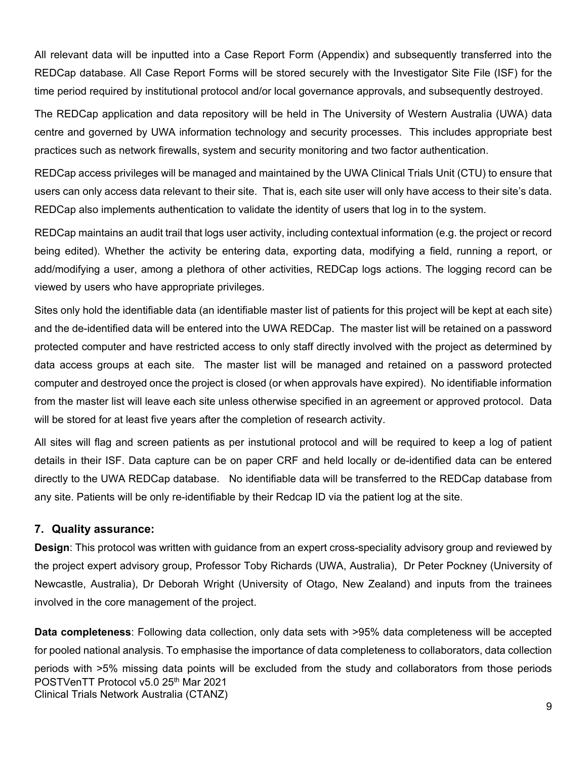All relevant data will be inputted into a Case Report Form (Appendix) and subsequently transferred into the REDCap database. All Case Report Forms will be stored securely with the Investigator Site File (ISF) for the time period required by institutional protocol and/or local governance approvals, and subsequently destroyed.

The REDCap application and data repository will be held in The University of Western Australia (UWA) data centre and governed by UWA information technology and security processes. This includes appropriate best practices such as network firewalls, system and security monitoring and two factor authentication.

REDCap access privileges will be managed and maintained by the UWA Clinical Trials Unit (CTU) to ensure that users can only access data relevant to their site. That is, each site user will only have access to their site's data. REDCap also implements authentication to validate the identity of users that log in to the system.

REDCap maintains an audit trail that logs user activity, including contextual information (e.g. the project or record being edited). Whether the activity be entering data, exporting data, modifying a field, running a report, or add/modifying a user, among a plethora of other activities, REDCap logs actions. The logging record can be viewed by users who have appropriate privileges.

Sites only hold the identifiable data (an identifiable master list of patients for this project will be kept at each site) and the de-identified data will be entered into the UWA REDCap. The master list will be retained on a password protected computer and have restricted access to only staff directly involved with the project as determined by data access groups at each site. The master list will be managed and retained on a password protected computer and destroyed once the project is closed (or when approvals have expired). No identifiable information from the master list will leave each site unless otherwise specified in an agreement or approved protocol. Data will be stored for at least five years after the completion of research activity.

All sites will flag and screen patients as per instutional protocol and will be required to keep a log of patient details in their ISF. Data capture can be on paper CRF and held locally or de-identified data can be entered directly to the UWA REDCap database. No identifiable data will be transferred to the REDCap database from any site. Patients will be only re-identifiable by their Redcap ID via the patient log at the site.

## 7. Quality assurance:

**Design**: This protocol was written with guidance from an expert cross-speciality advisory group and reviewed by the project expert advisory group, Professor Toby Richards (UWA, Australia), Dr Peter Pockney (University of Newcastle, Australia), Dr Deborah Wright (University of Otago, New Zealand) and inputs from the trainees involved in the core management of the project.

**Data completeness**: Following data collection, only data sets with >95% data completeness will be accepted for pooled national analysis. To emphasise the importance of data completeness to collaborators, data collection periods with >5% missing data points will be excluded from the study and collaborators from those periods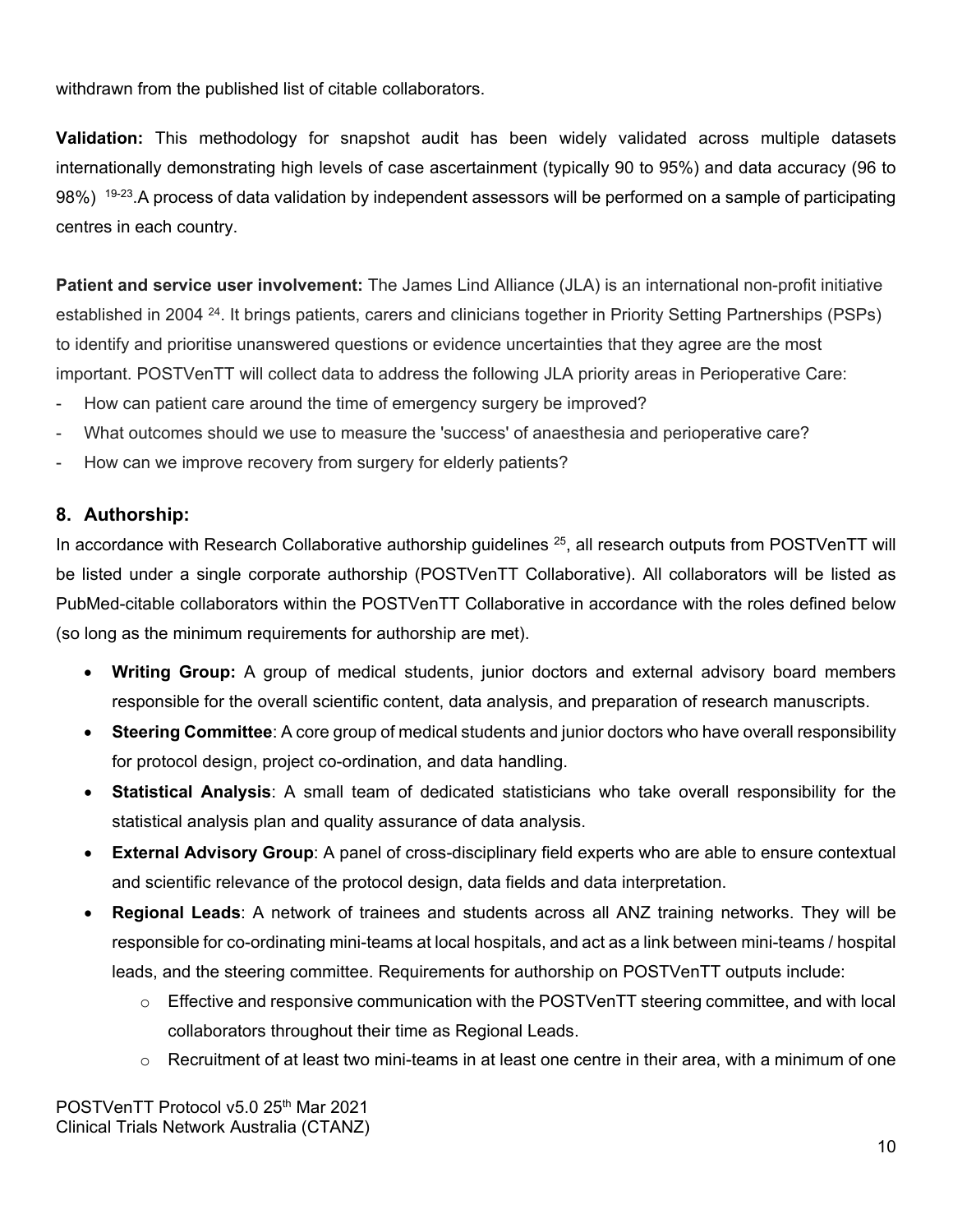withdrawn from the published list of citable collaborators.

**Validation:** This methodology for snapshot audit has been widely validated across multiple datasets internationally demonstrating high levels of case ascertainment (typically 90 to 95%) and data accuracy (96 to 98%) [19-23].A process of data validation by independent assessors will be performed on a sample of participating centres in each country.

**Patient and service user involvement:** The James Lind Alliance (JLA) is an international non-profit initiative established in 2004 [24]. It brings patients, carers and clinicians together in Priority Setting Partnerships (PSPs) to identify and prioritise unanswered questions or evidence uncertainties that they agree are the most important. POSTVenTT will collect data to address the following JLA priority areas in Perioperative Care:

- How can patient care around the time of emergency surgery be improved?
- What outcomes should we use to measure the 'success' of anaesthesia and perioperative care?
- How can we improve recovery from surgery for elderly patients?

## 8. Authorship:

In accordance with Research Collaborative authorship guidelines [25], all research outputs from POSTVenTT will be listed under a single corporate authorship (POSTVenTT Collaborative). All collaborators will be listed as PubMed-citable collaborators within the POSTVenTT Collaborative in accordance with the roles defined below (so long as the minimum requirements for authorship are met).

- **Writing Group:** A group of medical students, junior doctors and external advisory board members responsible for the overall scientific content, data analysis, and preparation of research manuscripts.
- **Steering Committee**: A core group of medical students and junior doctors who have overall responsibility for protocol design, project co-ordination, and data handling.
- **Statistical Analysis**: A small team of dedicated statisticians who take overall responsibility for the statistical analysis plan and quality assurance of data analysis.
- **External Advisory Group**: A panel of cross-disciplinary field experts who are able to ensure contextual and scientific relevance of the protocol design, data fields and data interpretation.
- **Regional Leads**: A network of trainees and students across all ANZ training networks. They will be responsible for co-ordinating mini-teams at local hospitals, and act as a link between mini-teams / hospital leads, and the steering committee. Requirements for authorship on POSTVenTT outputs include:
    - Effective and responsive communication with the POSTVenTT steering committee, and with local collaborators throughout their time as Regional Leads.
    - Recruitment of at least two mini-teams in at least one centre in their area, with a minimum of one

POSTVenTT Protocol v5.0 25th Mar 2021
Clinical Trials Network Australia (CTANZ)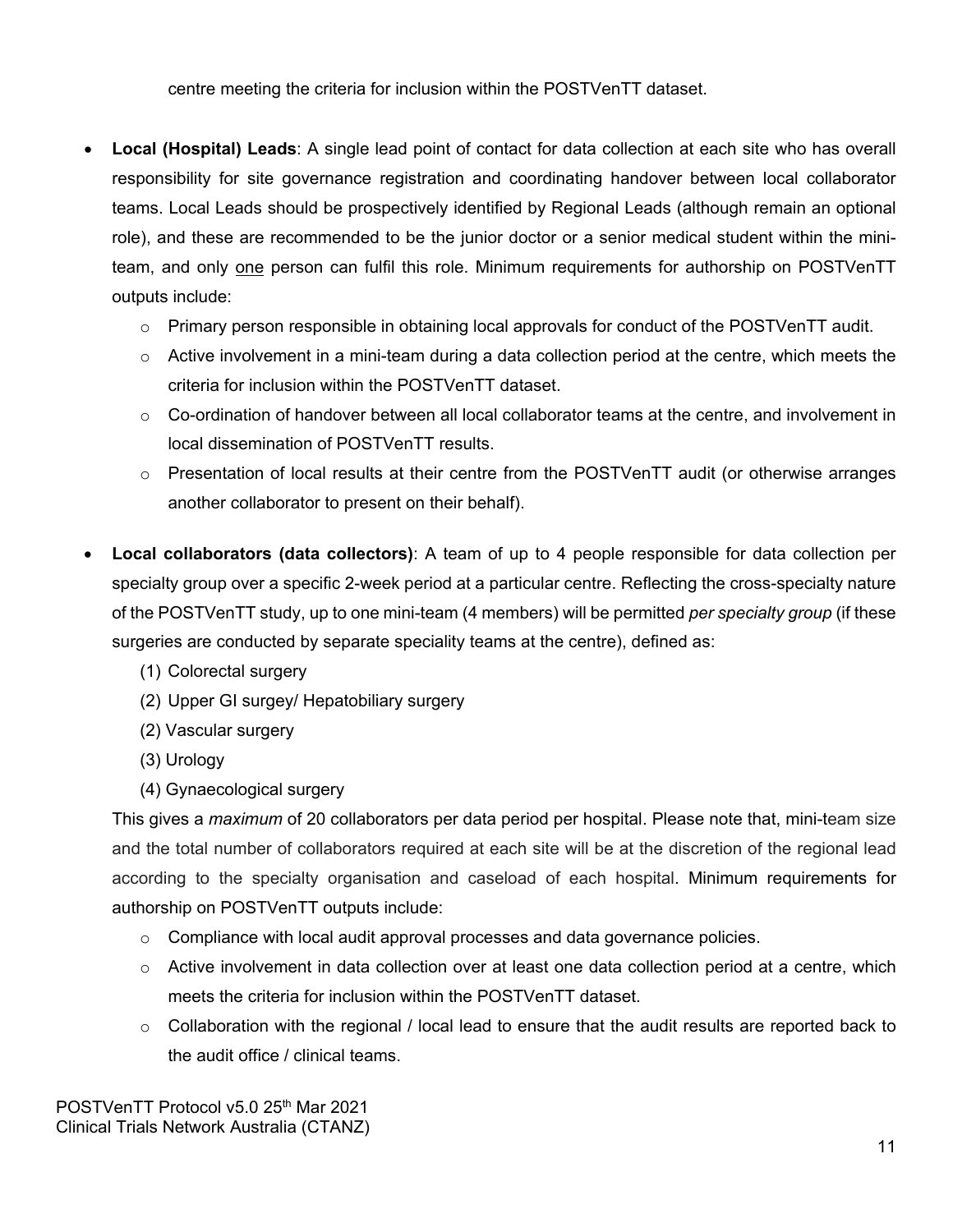centre meeting the criteria for inclusion within the POSTVenTT dataset.

- **Local (Hospital) Leads**: A single lead point of contact for data collection at each site who has overall responsibility for site governance registration and coordinating handover between local collaborator teams. Local Leads should be prospectively identified by Regional Leads (although remain an optional role), and these are recommended to be the junior doctor or a senior medical student within the mini-team, and only one person can fulfil this role. Minimum requirements for authorship on POSTVenTT outputs include:
  - Primary person responsible in obtaining local approvals for conduct of the POSTVenTT audit.
  - Active involvement in a mini-team during a data collection period at the centre, which meets the criteria for inclusion within the POSTVenTT dataset.
  - Co-ordination of handover between all local collaborator teams at the centre, and involvement in local dissemination of POSTVenTT results.
  - Presentation of local results at their centre from the POSTVenTT audit (or otherwise arranges another collaborator to present on their behalf).

- **Local collaborators (data collectors)**: A team of up to 4 people responsible for data collection per specialty group over a specific 2-week period at a particular centre. Reflecting the cross-specialty nature of the POSTVenTT study, up to one mini-team (4 members) will be permitted *per specialty group* (if these surgeries are conducted by separate speciality teams at the centre), defined as:

  (1) Colorectal surgery
  (2) Upper GI surgey/ Hepatobiliary surgery
  (2) Vascular surgery
  (3) Urology
  (4) Gynaecological surgery

  This gives a *maximum* of 20 collaborators per data period per hospital. Please note that, mini-team size and the total number of collaborators required at each site will be at the discretion of the regional lead according to the specialty organisation and caseload of each hospital. Minimum requirements for authorship on POSTVenTT outputs include:
  - Compliance with local audit approval processes and data governance policies.
  - Active involvement in data collection over at least one data collection period at a centre, which meets the criteria for inclusion within the POSTVenTT dataset.
  - Collaboration with the regional / local lead to ensure that the audit results are reported back to the audit office / clinical teams.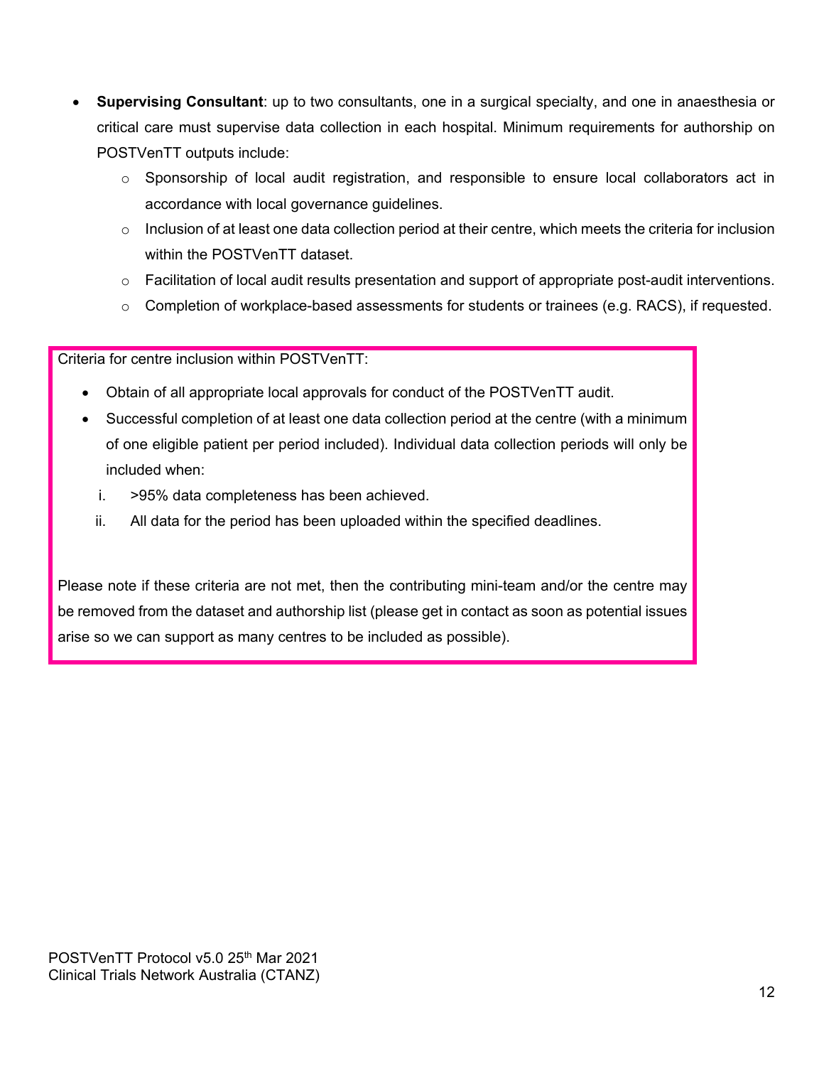- **Supervising Consultant**: up to two consultants, one in a surgical specialty, and one in anaesthesia or critical care must supervise data collection in each hospital. Minimum requirements for authorship on POSTVenTT outputs include:
  - Sponsorship of local audit registration, and responsible to ensure local collaborators act in accordance with local governance guidelines.
  - Inclusion of at least one data collection period at their centre, which meets the criteria for inclusion within the POSTVenTT dataset.
  - Facilitation of local audit results presentation and support of appropriate post-audit interventions.
  - Completion of workplace-based assessments for students or trainees (e.g. RACS), if requested.

Criteria for centre inclusion within POSTVenTT:

- Obtain of all appropriate local approvals for conduct of the POSTVenTT audit.
- Successful completion of at least one data collection period at the centre (with a minimum of one eligible patient per period included). Individual data collection periods will only be included when:
  - i. >95% data completeness has been achieved.
  - ii. All data for the period has been uploaded within the specified deadlines.

Please note if these criteria are not met, then the contributing mini-team and/or the centre may be removed from the dataset and authorship list (please get in contact as soon as potential issues arise so we can support as many centres to be included as possible).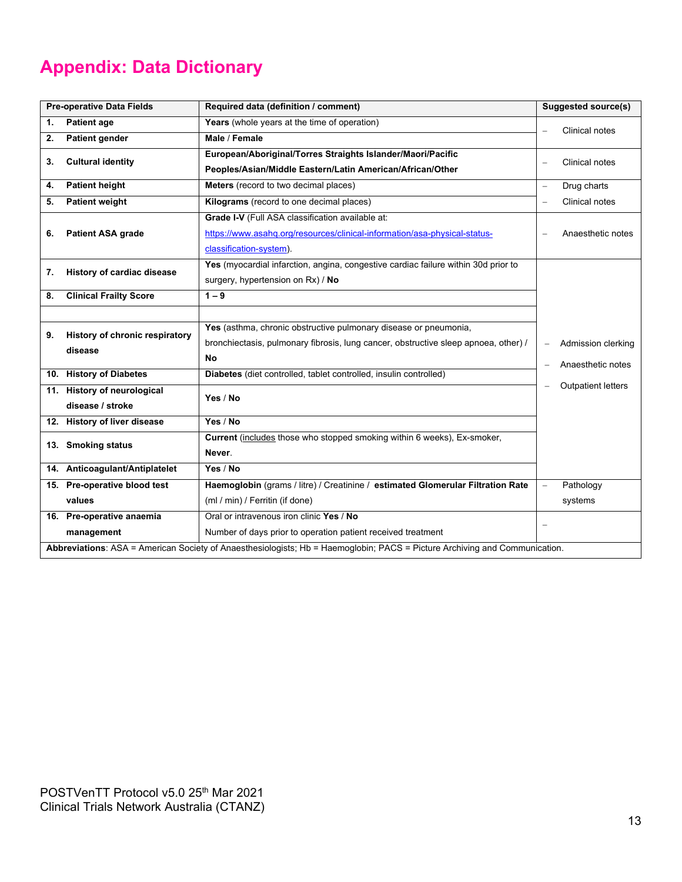# Appendix: Data Dictionary

| Pre-operative Data Fields | Required data (definition / comment) | Suggested source(s) |
|---|---|---|
| **1. Patient age** | **Years** (whole years at the time of operation) | – Clinical notes |
| **2. Patient gender** | **Male** / **Female** | |
| **3. Cultural identity** | **European/Aboriginal/Torres Straights Islander/Maori/Pacific Peoples/Asian/Middle Eastern/Latin American/African/Other** | – Clinical notes |
| **4. Patient height** | **Meters** (record to two decimal places) | – Drug charts |
| **5. Patient weight** | **Kilograms** (record to one decimal places) | – Clinical notes |
| **6. Patient ASA grade** | **Grade I-V** (Full ASA classification available at: [https://www.asahq.org/resources/clinical-information/asa-physical-status-classification-system](https://www.asahq.org/resources/clinical-information/asa-physical-status-classification-system)). | – Anaesthetic notes |
| **7. History of cardiac disease** | **Yes** (myocardial infarction, angina, congestive cardiac failure within 30d prior to surgery, hypertension on Rx) / **No** | – Admission clerking<br>– Anaesthetic notes<br>– Outpatient letters |
| **8. Clinical Frailty Score** | **1 – 9** | |
| | | |
| **9. History of chronic respiratory disease** | **Yes** (asthma, chronic obstructive pulmonary disease or pneumonia, bronchiectasis, pulmonary fibrosis, lung cancer, obstructive sleep apnoea, other) / **No** | |
| **10. History of Diabetes** | **Diabetes** (diet controlled, tablet controlled, insulin controlled) | |
| **11. History of neurological disease / stroke** | **Yes** / **No** | |
| **12. History of liver disease** | **Yes** / **No** | |
| **13. Smoking status** | **Current** (includes those who stopped smoking within 6 weeks), Ex-smoker, **Never**. | |
| **14. Anticoagulant/Antiplatelet** | **Yes** / **No** | |
| **15. Pre-operative blood test values** | **Haemoglobin** (grams / litre) / Creatinine / **estimated Glomerular Filtration Rate** (ml / min) / Ferritin (if done) | – Pathology systems |
| **16. Pre-operative anaemia management** | Oral or intravenous iron clinic **Yes** / **No**<br>Number of days prior to operation patient received treatment | – |

**Abbreviations**: ASA = American Society of Anaesthesiologists; Hb = Haemoglobin; PACS = Picture Archiving and Communication.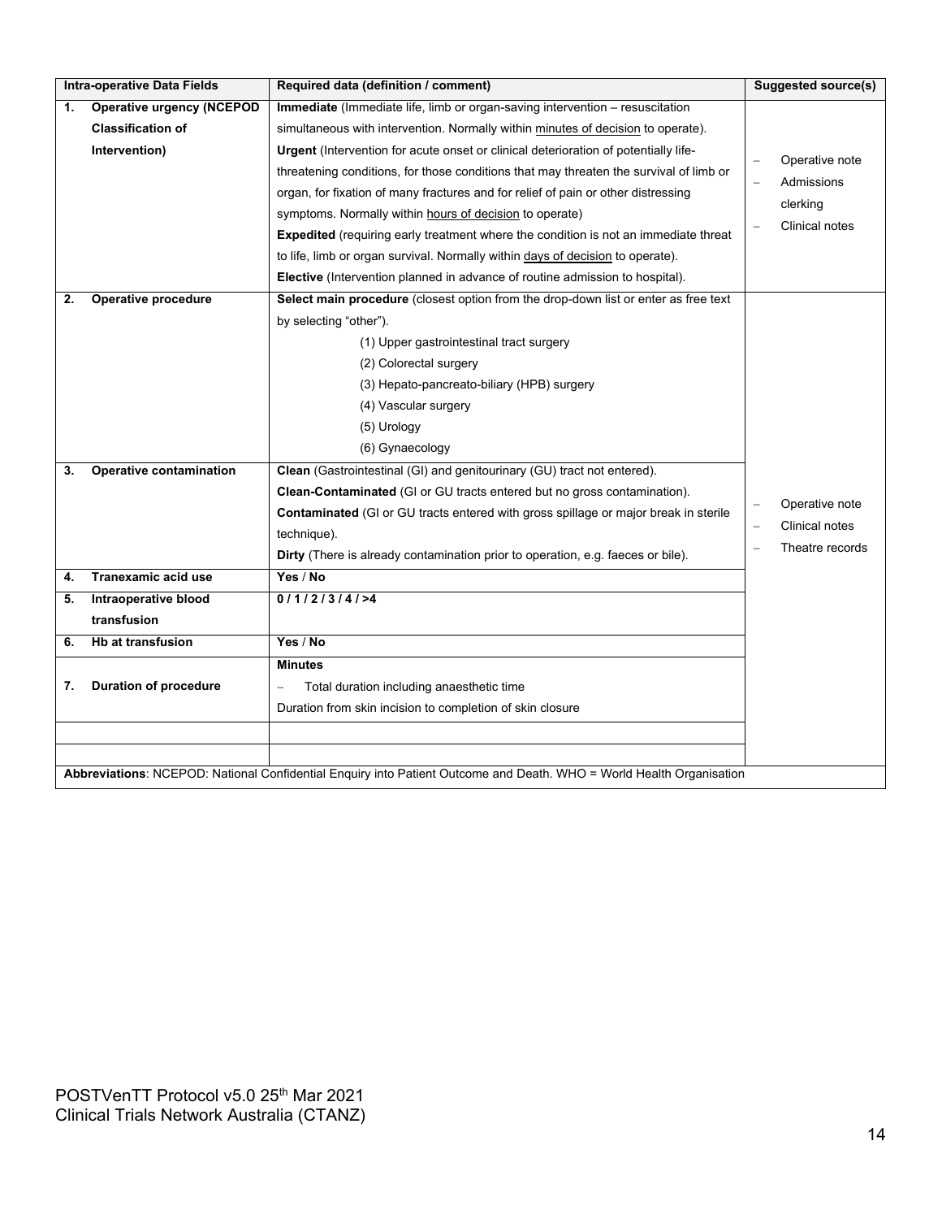| Intra-operative Data Fields | Required data (definition / comment) | Suggested source(s) |
|---|---|---|
| 1. **Operative urgency (NCEPOD Classification of Intervention)** | **Immediate** (Immediate life, limb or organ-saving intervention – resuscitation simultaneous with intervention. Normally within minutes of decision to operate).<br>**Urgent** (Intervention for acute onset or clinical deterioration of potentially life-threatening conditions, for those conditions that may threaten the survival of limb or organ, for fixation of many fractures and for relief of pain or other distressing symptoms. Normally within hours of decision to operate)<br>**Expedited** (requiring early treatment where the condition is not an immediate threat to life, limb or organ survival. Normally within days of decision to operate).<br>**Elective** (Intervention planned in advance of routine admission to hospital). | – Operative note<br>– Admissions clerking<br>– Clinical notes |
| 2. **Operative procedure** | **Select main procedure** (closest option from the drop-down list or enter as free text by selecting "other").<br>(1) Upper gastrointestinal tract surgery<br>(2) Colorectal surgery<br>(3) Hepato-pancreato-biliary (HPB) surgery<br>(4) Vascular surgery<br>(5) Urology<br>(6) Gynaecology | – Operative note<br>– Clinical notes<br>– Theatre records |
| 3. **Operative contamination** | **Clean** (Gastrointestinal (GI) and genitourinary (GU) tract not entered).<br>**Clean-Contaminated** (GI or GU tracts entered but no gross contamination).<br>**Contaminated** (GI or GU tracts entered with gross spillage or major break in sterile technique).<br>**Dirty** (There is already contamination prior to operation, e.g. faeces or bile). | |
| 4. **Tranexamic acid use** | **Yes** / **No** | |
| 5. **Intraoperative blood transfusion** | **0 / 1 / 2 / 3 / 4 / >4** | |
| 6. **Hb at transfusion** | **Yes** / **No** | |
| 7. **Duration of procedure** | **Minutes**<br>– Total duration including anaesthetic time<br>Duration from skin incision to completion of skin closure | |
| | | |
| | | |

**Abbreviations**: NCEPOD: National Confidential Enquiry into Patient Outcome and Death. WHO = World Health Organisation

POSTVenTT Protocol v5.0 25th Mar 2021
Clinical Trials Network Australia (CTANZ)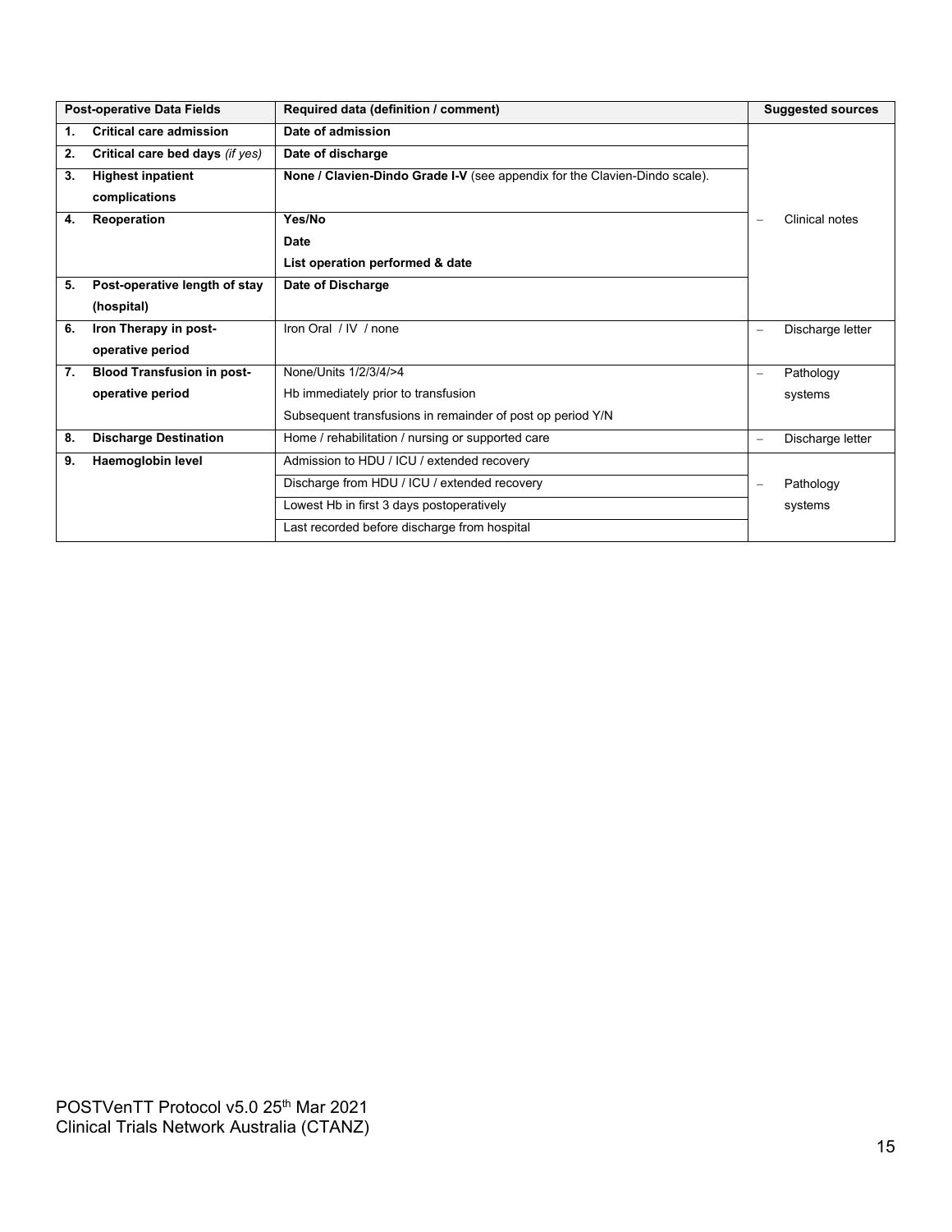| Post-operative Data Fields | Required data (definition / comment) | Suggested sources |
|---|---|---|
| **1. Critical care admission** | **Date of admission** | – Clinical notes |
| **2. Critical care bed days** *(if yes)* | **Date of discharge** | |
| **3. Highest inpatient complications** | **None / Clavien-Dindo Grade I-V** (see appendix for the Clavien-Dindo scale). | |
| **4. Reoperation** | **Yes/No**<br>**Date**<br>**List operation performed & date** | |
| **5. Post-operative length of stay (hospital)** | **Date of Discharge** | |
| **6. Iron Therapy in post-operative period** | Iron Oral / IV / none | – Discharge letter |
| **7. Blood Transfusion in post-operative period** | None/Units 1/2/3/4/>4<br>Hb immediately prior to transfusion<br>Subsequent transfusions in remainder of post op period Y/N | – Pathology systems |
| **8. Discharge Destination** | Home / rehabilitation / nursing or supported care | – Discharge letter |
| **9. Haemoglobin level** | Admission to HDU / ICU / extended recovery | – Pathology systems |
| | Discharge from HDU / ICU / extended recovery | |
| | Lowest Hb in first 3 days postoperatively | |
| | Last recorded before discharge from hospital | |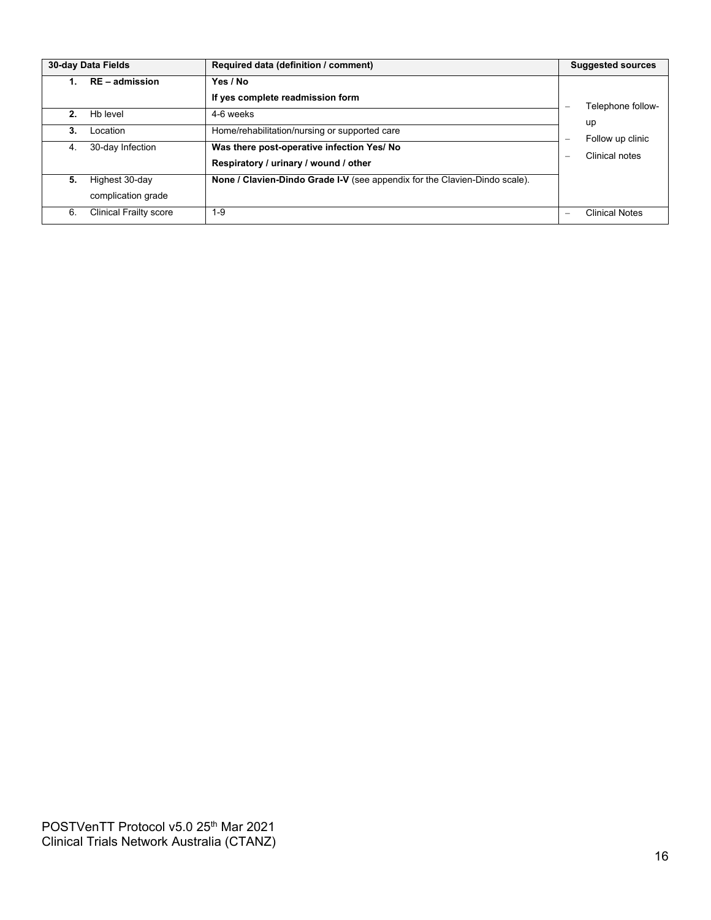| 30-day Data Fields | Required data (definition / comment) | Suggested sources |
|---|---|---|
| **1. RE – admission** | **Yes / No**<br>**If yes complete readmission form** | – Telephone follow-up<br>– Follow up clinic<br>– Clinical notes |
| **2.** Hb level | 4-6 weeks | |
| **3.** Location | Home/rehabilitation/nursing or supported care | |
| 4. 30-day Infection | **Was there post-operative infection Yes/ No**<br>**Respiratory / urinary / wound / other** | |
| **5.** Highest 30-day complication grade | **None / Clavien-Dindo Grade I-V** (see appendix for the Clavien-Dindo scale). | |
| 6. Clinical Frailty score | 1-9 | – Clinical Notes |

POSTVenTT Protocol v5.0 25th Mar 2021
Clinical Trials Network Australia (CTANZ)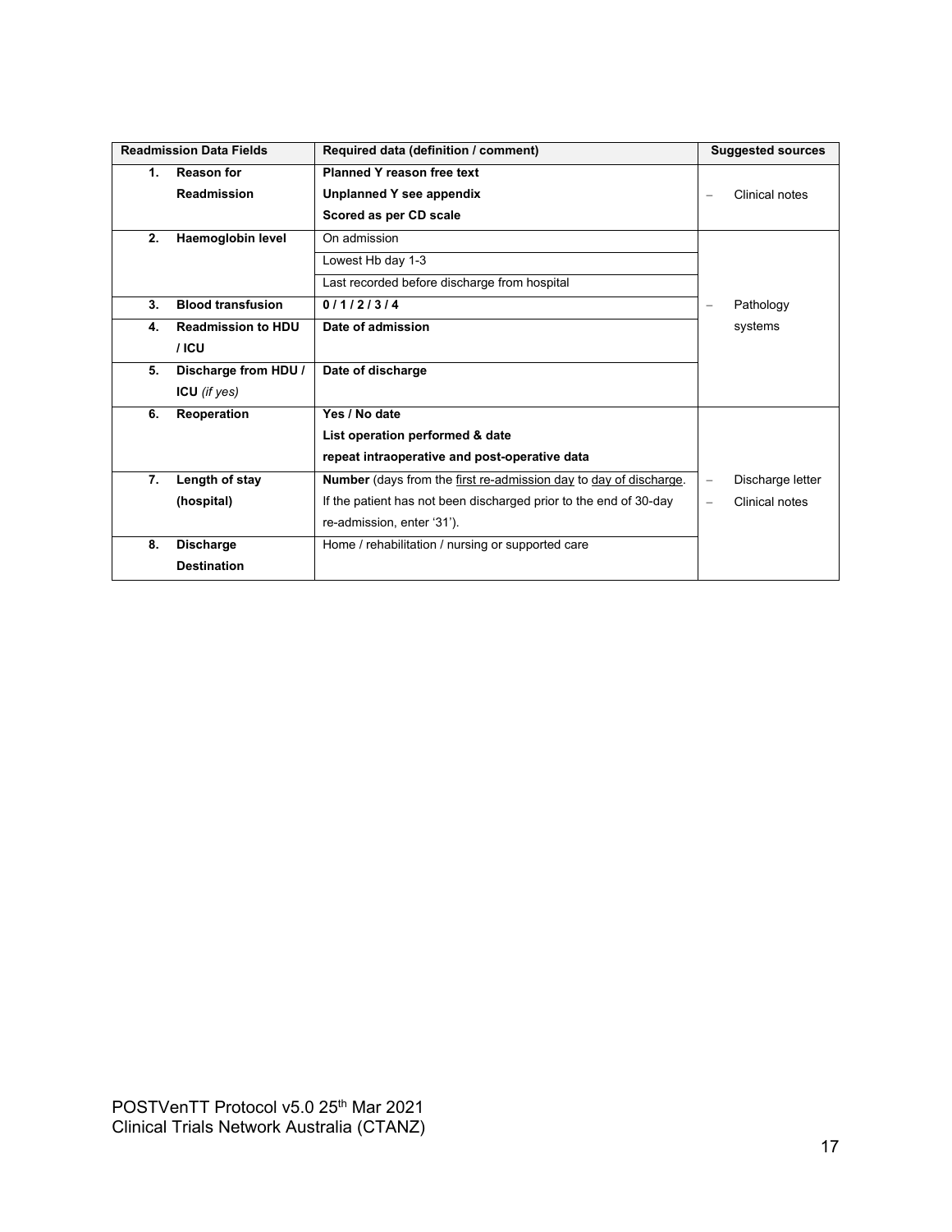| Readmission Data Fields | Required data (definition / comment) | Suggested sources |
|---|---|---|
| 1. **Reason for Readmission** | **Planned Y reason free text**<br>**Unplanned Y see appendix**<br>**Scored as per CD scale** | – Clinical notes |
| 2. **Haemoglobin level** | On admission<br>Lowest Hb day 1-3<br>Last recorded before discharge from hospital | – Pathology systems |
| 3. **Blood transfusion** | **0 / 1 / 2 / 3 / 4** | |
| 4. **Readmission to HDU / ICU** | **Date of admission** | |
| 5. **Discharge from HDU / ICU** *(if yes)* | **Date of discharge** | |
| 6. **Reoperation** | **Yes / No date**<br>**List operation performed & date**<br>**repeat intraoperative and post-operative data** | – Discharge letter<br>– Clinical notes |
| 7. **Length of stay (hospital)** | **Number** (days from the first re-admission day to day of discharge. If the patient has not been discharged prior to the end of 30-day re-admission, enter '31'). | |
| 8. **Discharge Destination** | Home / rehabilitation / nursing or supported care | |

POSTVenTT Protocol v5.0 25th Mar 2021
Clinical Trials Network Australia (CTANZ)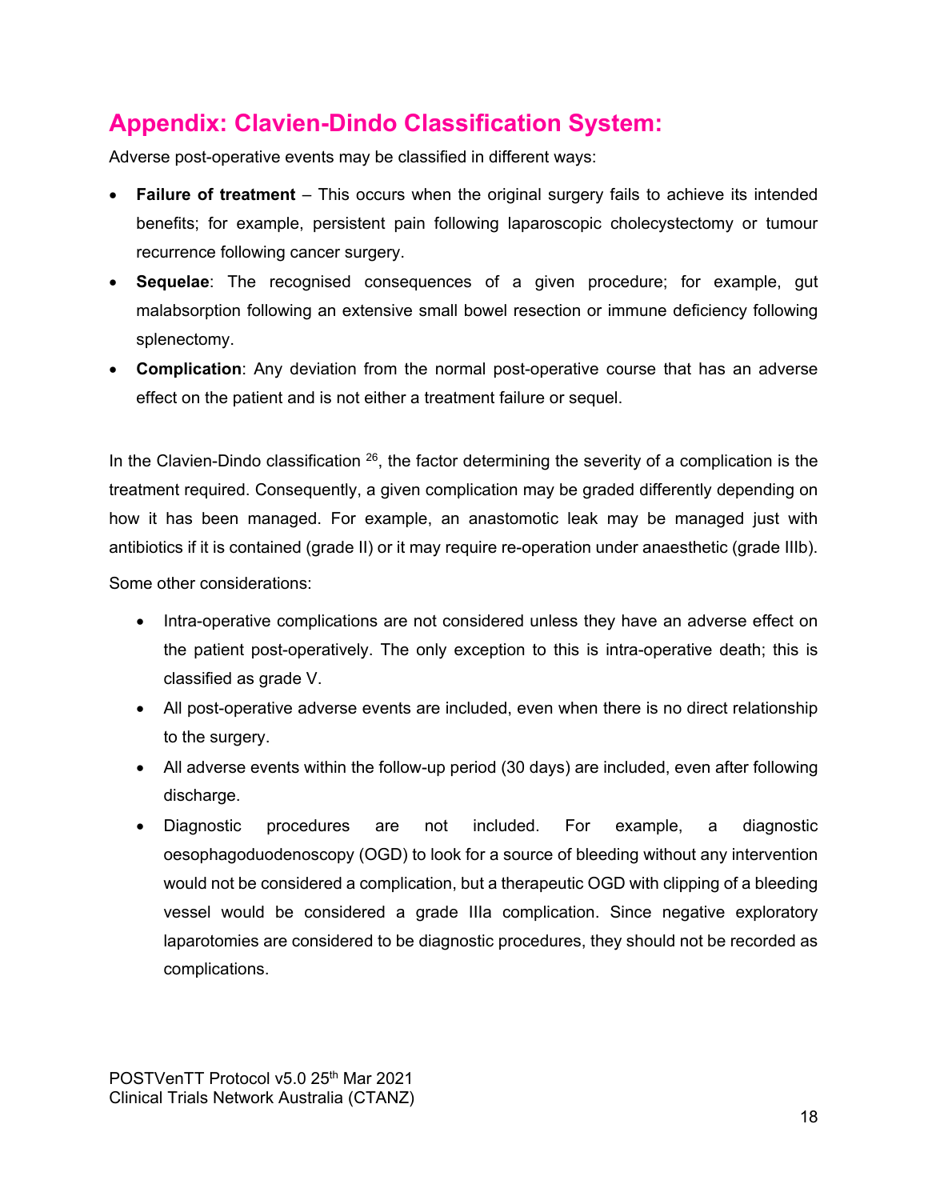## Appendix: Clavien-Dindo Classification System:

Adverse post-operative events may be classified in different ways:

- **Failure of treatment** – This occurs when the original surgery fails to achieve its intended benefits; for example, persistent pain following laparoscopic cholecystectomy or tumour recurrence following cancer surgery.
- **Sequelae**: The recognised consequences of a given procedure; for example, gut malabsorption following an extensive small bowel resection or immune deficiency following splenectomy.
- **Complication**: Any deviation from the normal post-operative course that has an adverse effect on the patient and is not either a treatment failure or sequel.

In the Clavien-Dindo classification [26], the factor determining the severity of a complication is the treatment required. Consequently, a given complication may be graded differently depending on how it has been managed. For example, an anastomotic leak may be managed just with antibiotics if it is contained (grade II) or it may require re-operation under anaesthetic (grade IIIb).

Some other considerations:

- Intra-operative complications are not considered unless they have an adverse effect on the patient post-operatively. The only exception to this is intra-operative death; this is classified as grade V.
- All post-operative adverse events are included, even when there is no direct relationship to the surgery.
- All adverse events within the follow-up period (30 days) are included, even after following discharge.
- Diagnostic procedures are not included. For example, a diagnostic oesophagoduodenoscopy (OGD) to look for a source of bleeding without any intervention would not be considered a complication, but a therapeutic OGD with clipping of a bleeding vessel would be considered a grade IIIa complication. Since negative exploratory laparotomies are considered to be diagnostic procedures, they should not be recorded as complications.

POSTVenTT Protocol v5.0 25th Mar 2021
Clinical Trials Network Australia (CTANZ)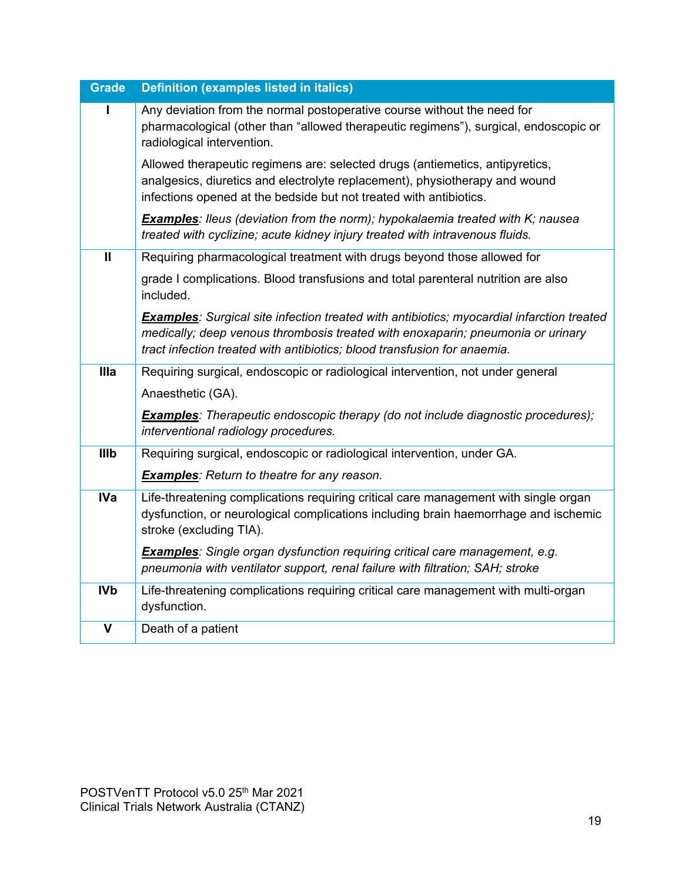| Grade | Definition (examples listed in italics) |
|---|---|
| I | Any deviation from the normal postoperative course without the need for pharmacological (other than “allowed therapeutic regimens”), surgical, endoscopic or radiological intervention.<br><br>Allowed therapeutic regimens are: selected drugs (antiemetics, antipyretics, analgesics, diuretics and electrolyte replacement), physiotherapy and wound infections opened at the bedside but not treated with antibiotics.<br><br>***Examples****: Ileus (deviation from the norm); hypokalaemia treated with K; nausea treated with cyclizine; acute kidney injury treated with intravenous fluids.* |
| II | Requiring pharmacological treatment with drugs beyond those allowed for<br><br>grade I complications. Blood transfusions and total parenteral nutrition are also included.<br><br>***Examples****: Surgical site infection treated with antibiotics; myocardial infarction treated medically; deep venous thrombosis treated with enoxaparin; pneumonia or urinary tract infection treated with antibiotics; blood transfusion for anaemia.* |
| IIIa | Requiring surgical, endoscopic or radiological intervention, not under general<br><br>Anaesthetic (GA).<br><br>***Examples****: Therapeutic endoscopic therapy (do not include diagnostic procedures); interventional radiology procedures.* |
| IIIb | Requiring surgical, endoscopic or radiological intervention, under GA.<br><br>***Examples****: Return to theatre for any reason.* |
| IVa | Life-threatening complications requiring critical care management with single organ dysfunction, or neurological complications including brain haemorrhage and ischemic stroke (excluding TIA).<br><br>***Examples****: Single organ dysfunction requiring critical care management, e.g. pneumonia with ventilator support, renal failure with filtration; SAH; stroke* |
| IVb | Life-threatening complications requiring critical care management with multi-organ dysfunction. |
| V | Death of a patient |

POSTVenTT Protocol v5.0 25th Mar 2021
Clinical Trials Network Australia (CTANZ)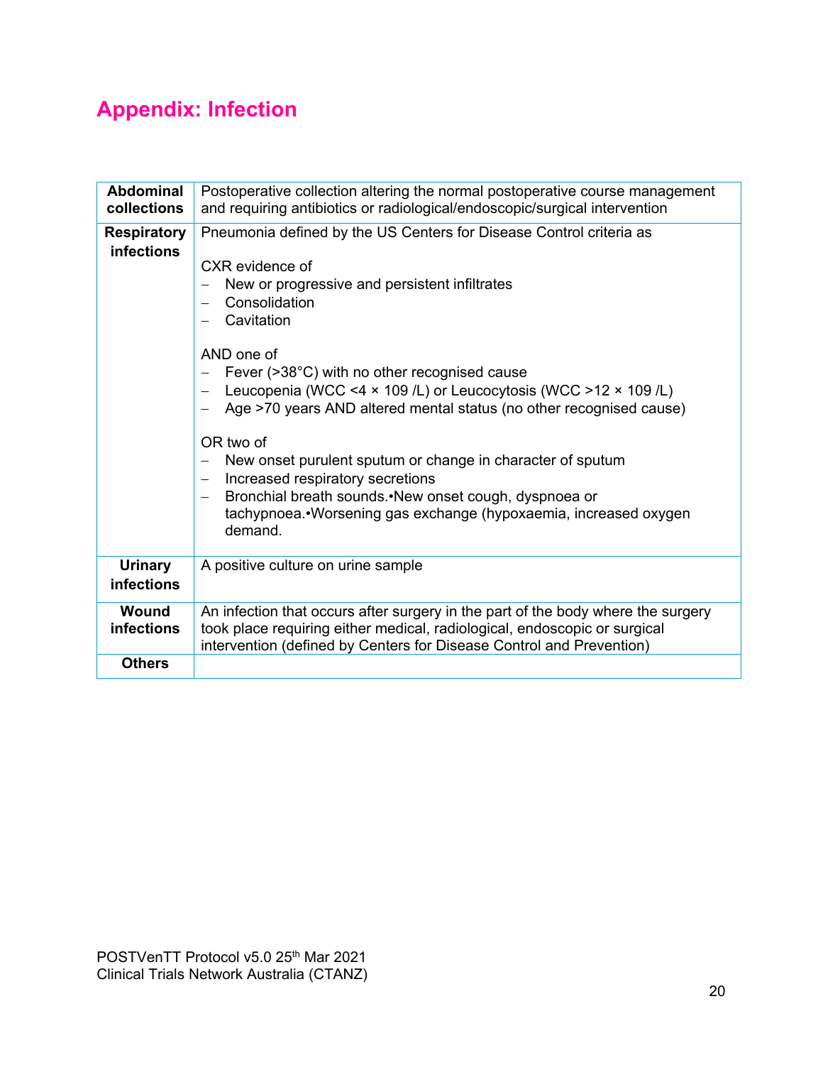# Appendix: Infection

| | |
|---|---|
| **Abdominal collections** | Postoperative collection altering the normal postoperative course management and requiring antibiotics or radiological/endoscopic/surgical intervention |
| **Respiratory infections** | Pneumonia defined by the US Centers for Disease Control criteria as<br><br>CXR evidence of<br>– New or progressive and persistent infiltrates<br>– Consolidation<br>– Cavitation<br><br>AND one of<br>– Fever (>38°C) with no other recognised cause<br>– Leucopenia (WCC <4 × 109 /L) or Leucocytosis (WCC >12 × 109 /L)<br>– Age >70 years AND altered mental status (no other recognised cause)<br><br>OR two of<br>– New onset purulent sputum or change in character of sputum<br>– Increased respiratory secretions<br>– Bronchial breath sounds.•New onset cough, dyspnoea or tachypnoea.•Worsening gas exchange (hypoxaemia, increased oxygen demand. |
| **Urinary infections** | A positive culture on urine sample |
| **Wound infections** | An infection that occurs after surgery in the part of the body where the surgery took place requiring either medical, radiological, endoscopic or surgical intervention (defined by Centers for Disease Control and Prevention) |
| **Others** | |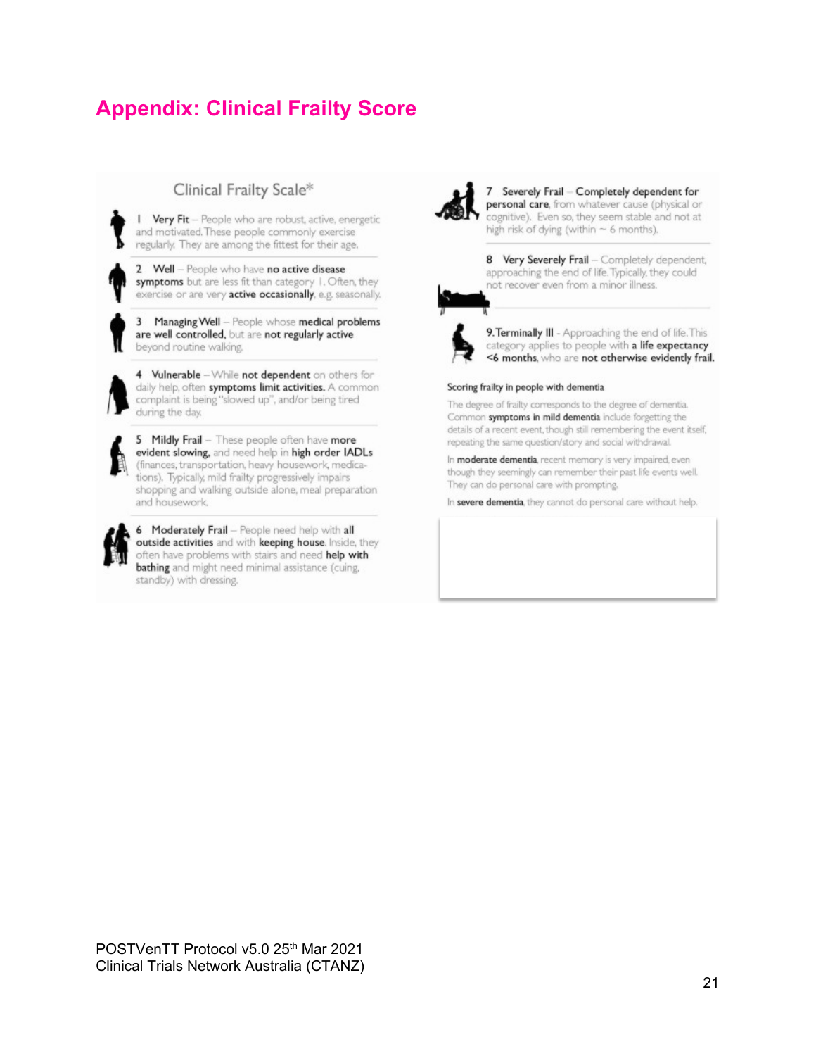# Appendix: Clinical Frailty Score

## Clinical Frailty Scale*

1 **Very Fit** – People who are robust, active, energetic and motivated. These people commonly exercise regularly. They are among the fittest for their age.

2 **Well** – People who have **no active disease symptoms** but are less fit than category 1. Often, they exercise or are very **active occasionally**, e.g. seasonally.

3 **Managing Well** – People whose **medical problems are well controlled**, but are **not regularly active** beyond routine walking.

4 **Vulnerable** – While **not dependent** on others for daily help, often **symptoms limit activities.** A common complaint is being "slowed up", and/or being tired during the day.

5 **Mildly Frail** – These people often have **more evident slowing,** and need help in **high order IADLs** (finances, transportation, heavy housework, medications). Typically, mild frailty progressively impairs shopping and walking outside alone, meal preparation and housework.

6 **Moderately Frail** – People need help with **all outside activities** and with **keeping house**. Inside, they often have problems with stairs and need **help with bathing** and might need minimal assistance (cuing, standby) with dressing.

7 **Severely Frail** – **Completely dependent for personal care**, from whatever cause (physical or cognitive). Even so, they seem stable and not at high risk of dying (within ~ 6 months).

8 **Very Severely Frail** – Completely dependent, approaching the end of life. Typically, they could not recover even from a minor illness.

9. **Terminally Ill** - Approaching the end of life. This category applies to people with **a life expectancy <6 months**, who are **not otherwise evidently frail.**

### Scoring frailty in people with dementia

The degree of frailty corresponds to the degree of dementia. Common **symptoms in mild dementia** include forgetting the details of a recent event, though still remembering the event itself, repeating the same question/story and social withdrawal.

In **moderate dementia**, recent memory is very impaired, even though they seemingly can remember their past life events well. They can do personal care with prompting.

In **severe dementia**, they cannot do personal care without help.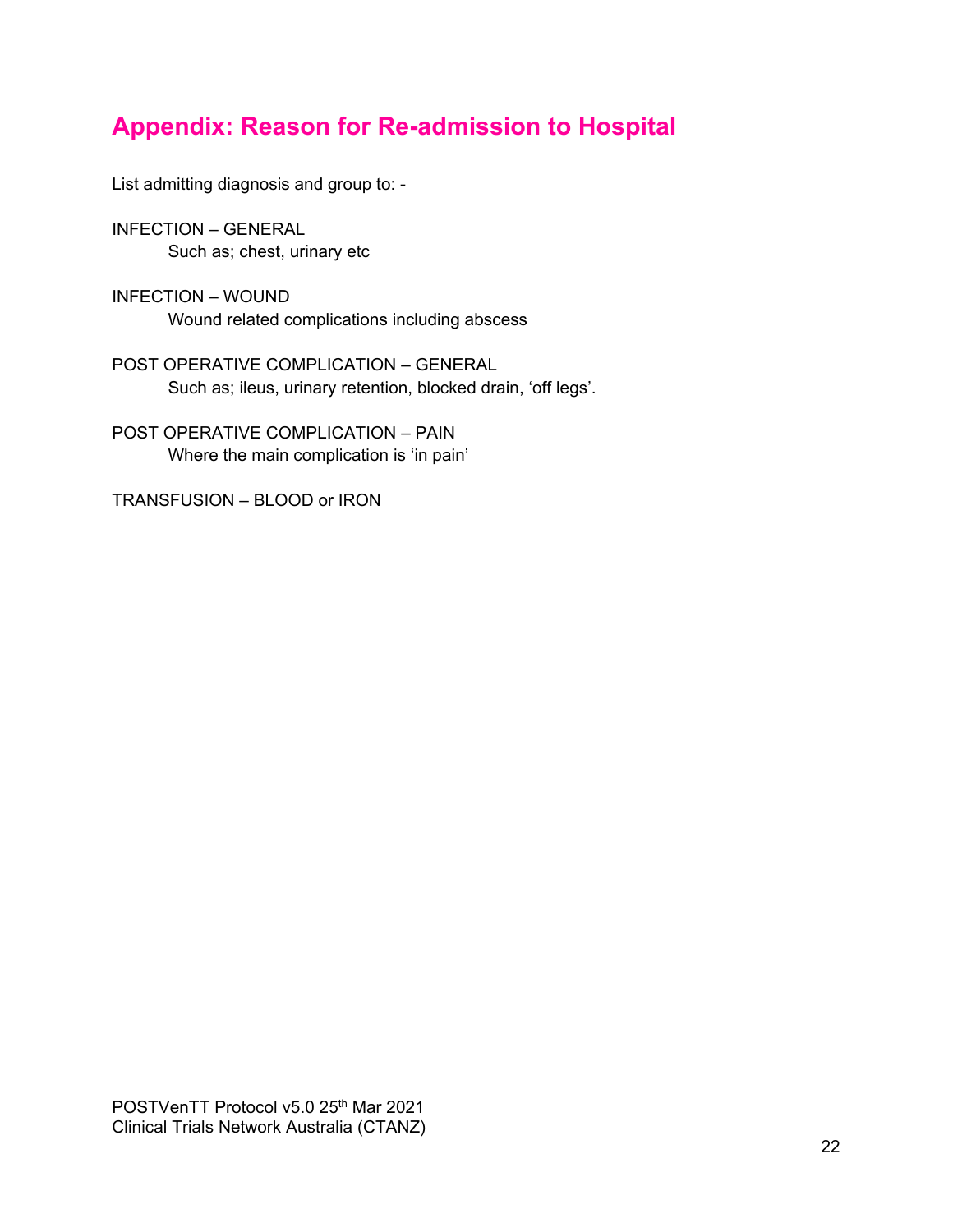## Appendix: Reason for Re-admission to Hospital

List admitting diagnosis and group to: -

INFECTION – GENERAL
Such as; chest, urinary etc

INFECTION – WOUND
Wound related complications including abscess

POST OPERATIVE COMPLICATION – GENERAL
Such as; ileus, urinary retention, blocked drain, 'off legs'.

POST OPERATIVE COMPLICATION – PAIN
Where the main complication is 'in pain'

TRANSFUSION – BLOOD or IRON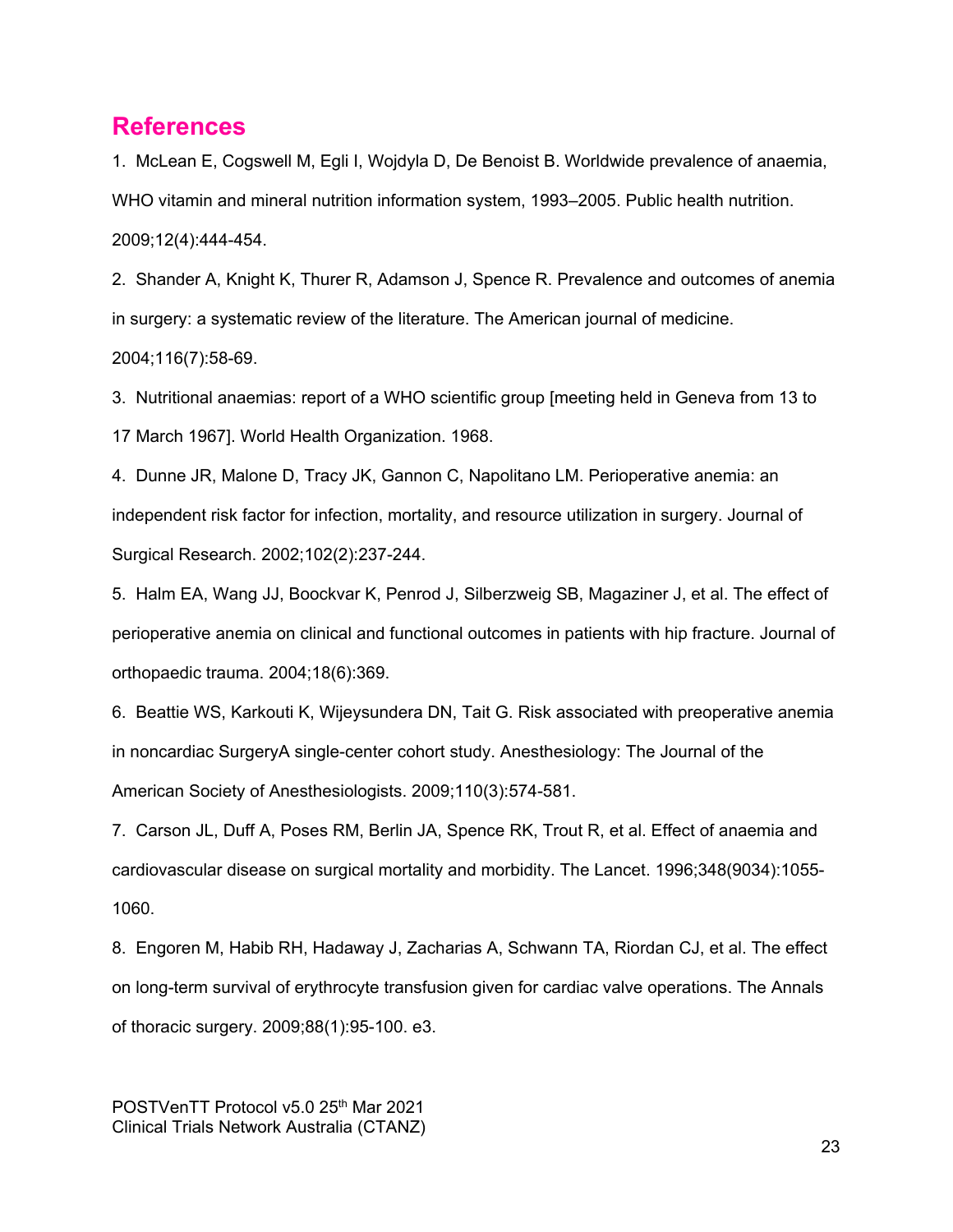## References

1. McLean E, Cogswell M, Egli I, Wojdyla D, De Benoist B. Worldwide prevalence of anaemia, WHO vitamin and mineral nutrition information system, 1993–2005. Public health nutrition. 2009;12(4):444-454.

2. Shander A, Knight K, Thurer R, Adamson J, Spence R. Prevalence and outcomes of anemia in surgery: a systematic review of the literature. The American journal of medicine. 2004;116(7):58-69.

3. Nutritional anaemias: report of a WHO scientific group [meeting held in Geneva from 13 to 17 March 1967]. World Health Organization. 1968.

4. Dunne JR, Malone D, Tracy JK, Gannon C, Napolitano LM. Perioperative anemia: an independent risk factor for infection, mortality, and resource utilization in surgery. Journal of Surgical Research. 2002;102(2):237-244.

5. Halm EA, Wang JJ, Boockvar K, Penrod J, Silberzweig SB, Magaziner J, et al. The effect of perioperative anemia on clinical and functional outcomes in patients with hip fracture. Journal of orthopaedic trauma. 2004;18(6):369.

6. Beattie WS, Karkouti K, Wijeysundera DN, Tait G. Risk associated with preoperative anemia in noncardiac SurgeryA single-center cohort study. Anesthesiology: The Journal of the American Society of Anesthesiologists. 2009;110(3):574-581.

7. Carson JL, Duff A, Poses RM, Berlin JA, Spence RK, Trout R, et al. Effect of anaemia and cardiovascular disease on surgical mortality and morbidity. The Lancet. 1996;348(9034):1055-1060.

8. Engoren M, Habib RH, Hadaway J, Zacharias A, Schwann TA, Riordan CJ, et al. The effect on long-term survival of erythrocyte transfusion given for cardiac valve operations. The Annals of thoracic surgery. 2009;88(1):95-100. e3.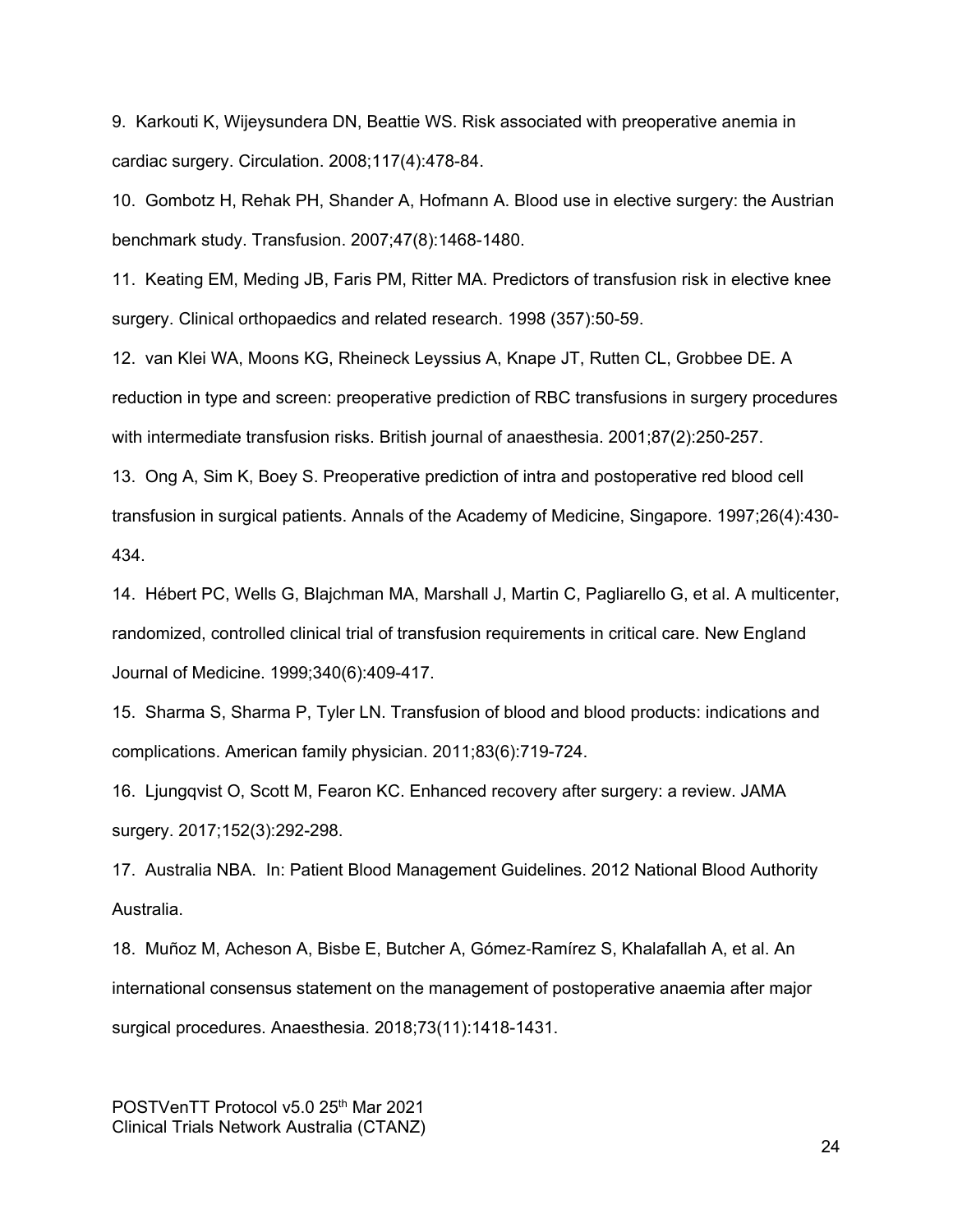9. Karkouti K, Wijeysundera DN, Beattie WS. Risk associated with preoperative anemia in cardiac surgery. Circulation. 2008;117(4):478-84.

10. Gombotz H, Rehak PH, Shander A, Hofmann A. Blood use in elective surgery: the Austrian benchmark study. Transfusion. 2007;47(8):1468-1480.

11. Keating EM, Meding JB, Faris PM, Ritter MA. Predictors of transfusion risk in elective knee surgery. Clinical orthopaedics and related research. 1998 (357):50-59.

12. van Klei WA, Moons KG, Rheineck Leyssius A, Knape JT, Rutten CL, Grobbee DE. A reduction in type and screen: preoperative prediction of RBC transfusions in surgery procedures with intermediate transfusion risks. British journal of anaesthesia. 2001;87(2):250-257.

13. Ong A, Sim K, Boey S. Preoperative prediction of intra and postoperative red blood cell transfusion in surgical patients. Annals of the Academy of Medicine, Singapore. 1997;26(4):430-434.

14. Hébert PC, Wells G, Blajchman MA, Marshall J, Martin C, Pagliarello G, et al. A multicenter, randomized, controlled clinical trial of transfusion requirements in critical care. New England Journal of Medicine. 1999;340(6):409-417.

15. Sharma S, Sharma P, Tyler LN. Transfusion of blood and blood products: indications and complications. American family physician. 2011;83(6):719-724.

16. Ljungqvist O, Scott M, Fearon KC. Enhanced recovery after surgery: a review. JAMA surgery. 2017;152(3):292-298.

17. Australia NBA. In: Patient Blood Management Guidelines. 2012 National Blood Authority Australia.

18. Muñoz M, Acheson A, Bisbe E, Butcher A, Gómez-Ramírez S, Khalafallah A, et al. An international consensus statement on the management of postoperative anaemia after major surgical procedures. Anaesthesia. 2018;73(11):1418-1431.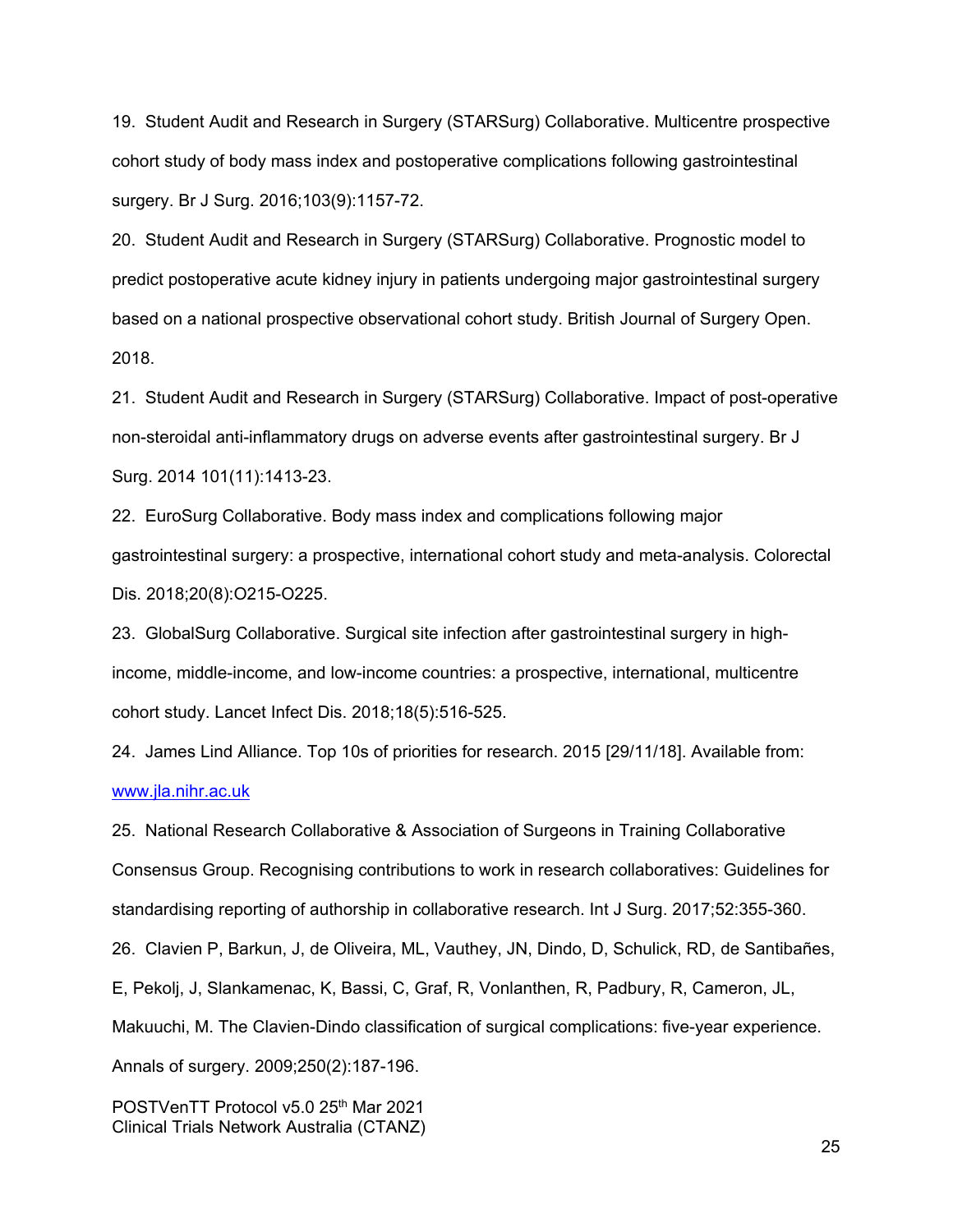19. Student Audit and Research in Surgery (STARSurg) Collaborative. Multicentre prospective cohort study of body mass index and postoperative complications following gastrointestinal surgery. Br J Surg. 2016;103(9):1157-72.

20. Student Audit and Research in Surgery (STARSurg) Collaborative. Prognostic model to predict postoperative acute kidney injury in patients undergoing major gastrointestinal surgery based on a national prospective observational cohort study. British Journal of Surgery Open. 2018.

21. Student Audit and Research in Surgery (STARSurg) Collaborative. Impact of post-operative non-steroidal anti-inflammatory drugs on adverse events after gastrointestinal surgery. Br J Surg. 2014 101(11):1413-23.

22. EuroSurg Collaborative. Body mass index and complications following major gastrointestinal surgery: a prospective, international cohort study and meta-analysis. Colorectal Dis. 2018;20(8):O215-O225.

23. GlobalSurg Collaborative. Surgical site infection after gastrointestinal surgery in high-income, middle-income, and low-income countries: a prospective, international, multicentre cohort study. Lancet Infect Dis. 2018;18(5):516-525.

24. James Lind Alliance. Top 10s of priorities for research. 2015 [29/11/18]. Available from: www.jla.nihr.ac.uk

25. National Research Collaborative & Association of Surgeons in Training Collaborative Consensus Group. Recognising contributions to work in research collaboratives: Guidelines for standardising reporting of authorship in collaborative research. Int J Surg. 2017;52:355-360.

26. Clavien P, Barkun, J, de Oliveira, ML, Vauthey, JN, Dindo, D, Schulick, RD, de Santibañes, E, Pekolj, J, Slankamenac, K, Bassi, C, Graf, R, Vonlanthen, R, Padbury, R, Cameron, JL, Makuuchi, M. The Clavien-Dindo classification of surgical complications: five-year experience. Annals of surgery. 2009;250(2):187-196.